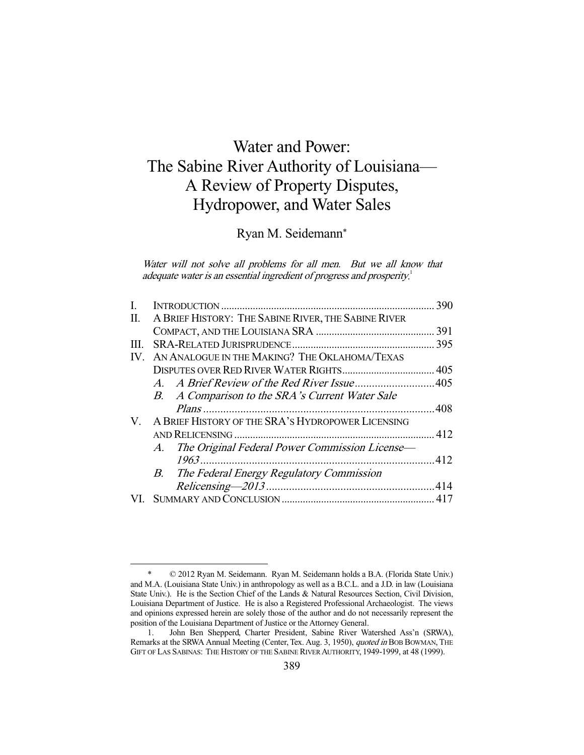# Water and Power: The Sabine River Authority of Louisiana— A Review of Property Disputes, Hydropower, and Water Sales

Ryan M. Seidemann*

*Water will not solve all problems for all men. But we all know that adequate water is an essential ingredient of progress and prosperity.*[1]

| | | |
|---|---|---|
| I. | INTRODUCTION | 390 |
| II. | A BRIEF HISTORY: THE SABINE RIVER, THE SABINE RIVER COMPACT, AND THE LOUISIANA SRA | 391 |
| III. | SRA-RELATED JURISPRUDENCE | 395 |
| IV. | AN ANALOGUE IN THE MAKING? THE OKLAHOMA/TEXAS DISPUTES OVER RED RIVER WATER RIGHTS | 405 |
| | *A. A Brief Review of the Red River Issue* | 405 |
| | *B. A Comparison to the SRA's Current Water Sale Plans* | 408 |
| V. | A BRIEF HISTORY OF THE SRA'S HYDROPOWER LICENSING AND RELICENSING | 412 |
| | *A. The Original Federal Power Commission License—1963* | 412 |
| | *B. The Federal Energy Regulatory Commission Relicensing—2013* | 414 |
| VI. | SUMMARY AND CONCLUSION | 417 |

---

\* © 2012 Ryan M. Seidemann. Ryan M. Seidemann holds a B.A. (Florida State Univ.) and M.A. (Louisiana State Univ.) in anthropology as well as a B.C.L. and a J.D. in law (Louisiana State Univ.). He is the Section Chief of the Lands & Natural Resources Section, Civil Division, Louisiana Department of Justice. He is also a Registered Professional Archaeologist. The views and opinions expressed herein are solely those of the author and do not necessarily represent the position of the Louisiana Department of Justice or the Attorney General.

1. John Ben Shepperd, Charter President, Sabine River Watershed Ass'n (SRWA), Remarks at the SRWA Annual Meeting (Center, Tex. Aug. 3, 1950), *quoted in* BOB BOWMAN, THE GIFT OF LAS SABINAS: THE HISTORY OF THE SABINE RIVER AUTHORITY, 1949-1999, at 48 (1999).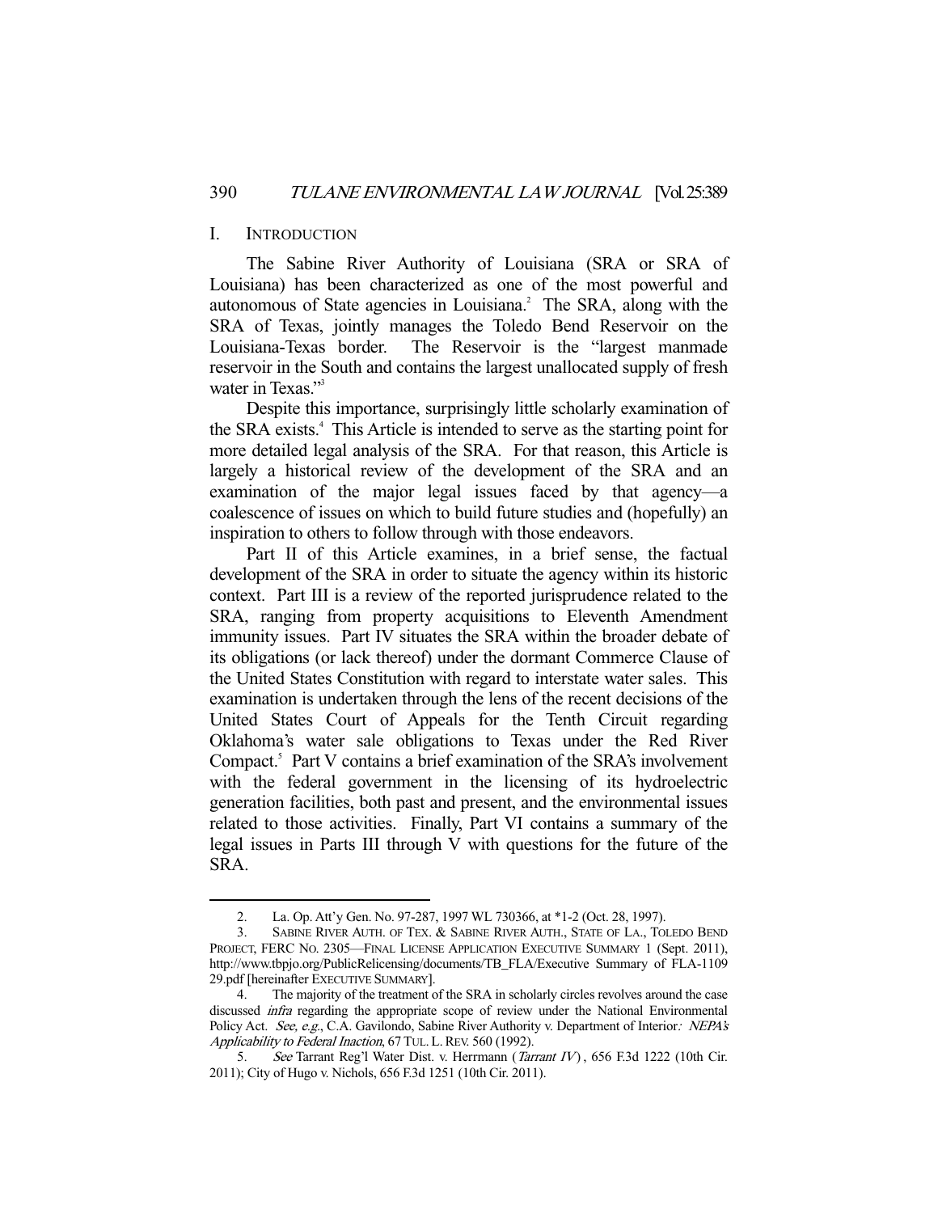## I. Introduction

The Sabine River Authority of Louisiana (SRA or SRA of Louisiana) has been characterized as one of the most powerful and autonomous of State agencies in Louisiana.[2] The SRA, along with the SRA of Texas, jointly manages the Toledo Bend Reservoir on the Louisiana-Texas border. The Reservoir is the "largest manmade reservoir in the South and contains the largest unallocated supply of fresh water in Texas."[3]

Despite this importance, surprisingly little scholarly examination of the SRA exists.[4] This Article is intended to serve as the starting point for more detailed legal analysis of the SRA. For that reason, this Article is largely a historical review of the development of the SRA and an examination of the major legal issues faced by that agency—a coalescence of issues on which to build future studies and (hopefully) an inspiration to others to follow through with those endeavors.

Part II of this Article examines, in a brief sense, the factual development of the SRA in order to situate the agency within its historic context. Part III is a review of the reported jurisprudence related to the SRA, ranging from property acquisitions to Eleventh Amendment immunity issues. Part IV situates the SRA within the broader debate of its obligations (or lack thereof) under the dormant Commerce Clause of the United States Constitution with regard to interstate water sales. This examination is undertaken through the lens of the recent decisions of the United States Court of Appeals for the Tenth Circuit regarding Oklahoma's water sale obligations to Texas under the Red River Compact.[5] Part V contains a brief examination of the SRA's involvement with the federal government in the licensing of its hydroelectric generation facilities, both past and present, and the environmental issues related to those activities. Finally, Part VI contains a summary of the legal issues in Parts III through V with questions for the future of the SRA.

---

2. La. Op. Att'y Gen. No. 97-287, 1997 WL 730366, at *1-2 (Oct. 28, 1997).

3. Sabine River Auth. of Tex. & Sabine River Auth., State of La., Toledo Bend Project, FERC No. 2305—Final License Application Executive Summary 1 (Sept. 2011), http://www.tbpjo.org/PublicRelicensing/documents/TB_FLA/Executive Summary of FLA-110929.pdf [hereinafter Executive Summary].

4. The majority of the treatment of the SRA in scholarly circles revolves around the case discussed *infra* regarding the appropriate scope of review under the National Environmental Policy Act. *See, e.g.*, C.A. Gavilondo, Sabine River Authority v. Department of Interior*: NEPA's Applicability to Federal Inaction*, 67 Tul. L. Rev. 560 (1992).

5. *See* Tarrant Reg'l Water Dist. v. Herrmann (*Tarrant IV*), 656 F.3d 1222 (10th Cir. 2011); City of Hugo v. Nichols, 656 F.3d 1251 (10th Cir. 2011).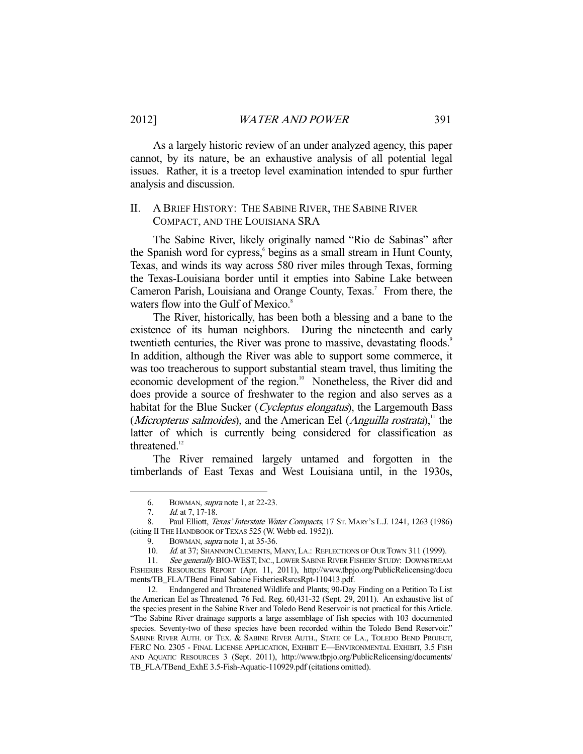As a largely historic review of an under analyzed agency, this paper cannot, by its nature, be an exhaustive analysis of all potential legal issues. Rather, it is a treetop level examination intended to spur further analysis and discussion.

## II. A BRIEF HISTORY: THE SABINE RIVER, THE SABINE RIVER COMPACT, AND THE LOUISIANA SRA

The Sabine River, likely originally named "Rio de Sabinas" after the Spanish word for cypress,[6] begins as a small stream in Hunt County, Texas, and winds its way across 580 river miles through Texas, forming the Texas-Louisiana border until it empties into Sabine Lake between Cameron Parish, Louisiana and Orange County, Texas.[7] From there, the waters flow into the Gulf of Mexico.[8]

The River, historically, has been both a blessing and a bane to the existence of its human neighbors. During the nineteenth and early twentieth centuries, the River was prone to massive, devastating floods.[9] In addition, although the River was able to support some commerce, it was too treacherous to support substantial steam travel, thus limiting the economic development of the region.[10] Nonetheless, the River did and does provide a source of freshwater to the region and also serves as a habitat for the Blue Sucker (*Cycleptus elongatus*), the Largemouth Bass (*Micropterus salmoides*), and the American Eel (*Anguilla rostrata*),[11] the latter of which is currently being considered for classification as threatened.[12]

The River remained largely untamed and forgotten in the timberlands of East Texas and West Louisiana until, in the 1930s,

---

6. BOWMAN, *supra* note 1, at 22-23.

7. *Id.* at 7, 17-18.

8. Paul Elliott, *Texas' Interstate Water Compacts*, 17 ST. MARY'S L.J. 1241, 1263 (1986) (citing II THE HANDBOOK OF TEXAS 525 (W. Webb ed. 1952)).

9. BOWMAN, *supra* note 1, at 35-36.

10. *Id.* at 37; SHANNON CLEMENTS, MANY, LA.: REFLECTIONS OF OUR TOWN 311 (1999).

11. *See generally* BIO-WEST, INC., LOWER SABINE RIVER FISHERY STUDY: DOWNSTREAM FISHERIES RESOURCES REPORT (Apr. 11, 2011), http://www.tbpjo.org/PublicRelicensing/documents/TB_FLA/TBend Final Sabine FisheriesRsrcsRpt-110413.pdf.

12. Endangered and Threatened Wildlife and Plants; 90-Day Finding on a Petition To List the American Eel as Threatened, 76 Fed. Reg. 60,431-32 (Sept. 29, 2011). An exhaustive list of the species present in the Sabine River and Toledo Bend Reservoir is not practical for this Article. "The Sabine River drainage supports a large assemblage of fish species with 103 documented species. Seventy-two of these species have been recorded within the Toledo Bend Reservoir." SABINE RIVER AUTH. OF TEX. & SABINE RIVER AUTH., STATE OF LA., TOLEDO BEND PROJECT, FERC NO. 2305 - FINAL LICENSE APPLICATION, EXHIBIT E—ENVIRONMENTAL EXHIBIT, 3.5 FISH AND AQUATIC RESOURCES 3 (Sept. 2011), http://www.tbpjo.org/PublicRelicensing/documents/TB_FLA/TBend_ExhE 3.5-Fish-Aquatic-110929.pdf (citations omitted).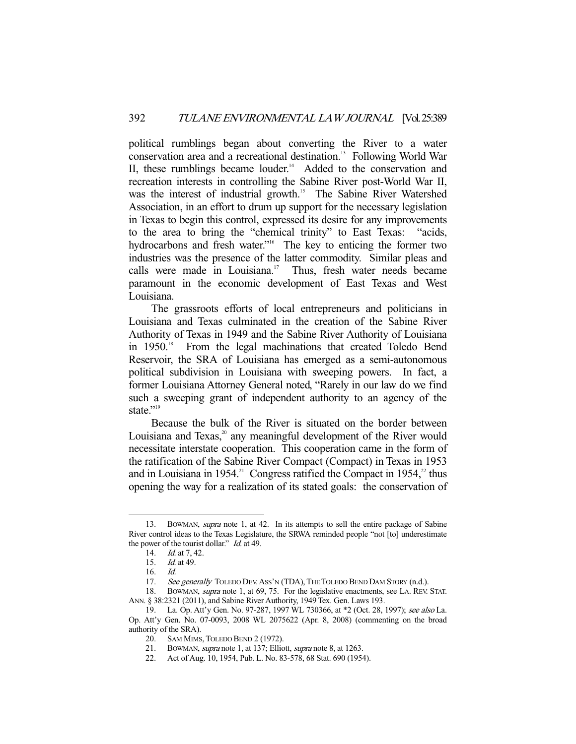political rumblings began about converting the River to a water conservation area and a recreational destination.[13] Following World War II, these rumblings became louder.[14] Added to the conservation and recreation interests in controlling the Sabine River post-World War II, was the interest of industrial growth.[15] The Sabine River Watershed Association, in an effort to drum up support for the necessary legislation in Texas to begin this control, expressed its desire for any improvements to the area to bring the "chemical trinity" to East Texas: "acids, hydrocarbons and fresh water."[16] The key to enticing the former two industries was the presence of the latter commodity. Similar pleas and calls were made in Louisiana.[17] Thus, fresh water needs became paramount in the economic development of East Texas and West Louisiana.

The grassroots efforts of local entrepreneurs and politicians in Louisiana and Texas culminated in the creation of the Sabine River Authority of Texas in 1949 and the Sabine River Authority of Louisiana in 1950.[18] From the legal machinations that created Toledo Bend Reservoir, the SRA of Louisiana has emerged as a semi-autonomous political subdivision in Louisiana with sweeping powers. In fact, a former Louisiana Attorney General noted, "Rarely in our law do we find such a sweeping grant of independent authority to an agency of the state."[19]

Because the bulk of the River is situated on the border between Louisiana and Texas,[20] any meaningful development of the River would necessitate interstate cooperation. This cooperation came in the form of the ratification of the Sabine River Compact (Compact) in Texas in 1953 and in Louisiana in 1954.[21] Congress ratified the Compact in 1954,[22] thus opening the way for a realization of its stated goals: the conservation of

---

13. BOWMAN, *supra* note 1, at 42. In its attempts to sell the entire package of Sabine River control ideas to the Texas Legislature, the SRWA reminded people "not [to] underestimate the power of the tourist dollar." *Id.* at 49.

14. *Id.* at 7, 42.

15. *Id.* at 49.

16. *Id.*

17. *See generally* TOLEDO DEV. ASS'N (TDA), THE TOLEDO BEND DAM STORY (n.d.).

18. BOWMAN, *supra* note 1, at 69, 75. For the legislative enactments, see LA. REV. STAT. ANN. § 38:2321 (2011), and Sabine River Authority, 1949 Tex. Gen. Laws 193.

19. La. Op. Att'y Gen. No. 97-287, 1997 WL 730366, at *2 (Oct. 28, 1997); *see also* La. Op. Att'y Gen. No. 07-0093, 2008 WL 2075622 (Apr. 8, 2008) (commenting on the broad authority of the SRA).

20. SAM MIMS, TOLEDO BEND 2 (1972).

21. BOWMAN, *supra* note 1, at 137; Elliott, *supra* note 8, at 1263.

22. Act of Aug. 10, 1954, Pub. L. No. 83-578, 68 Stat. 690 (1954).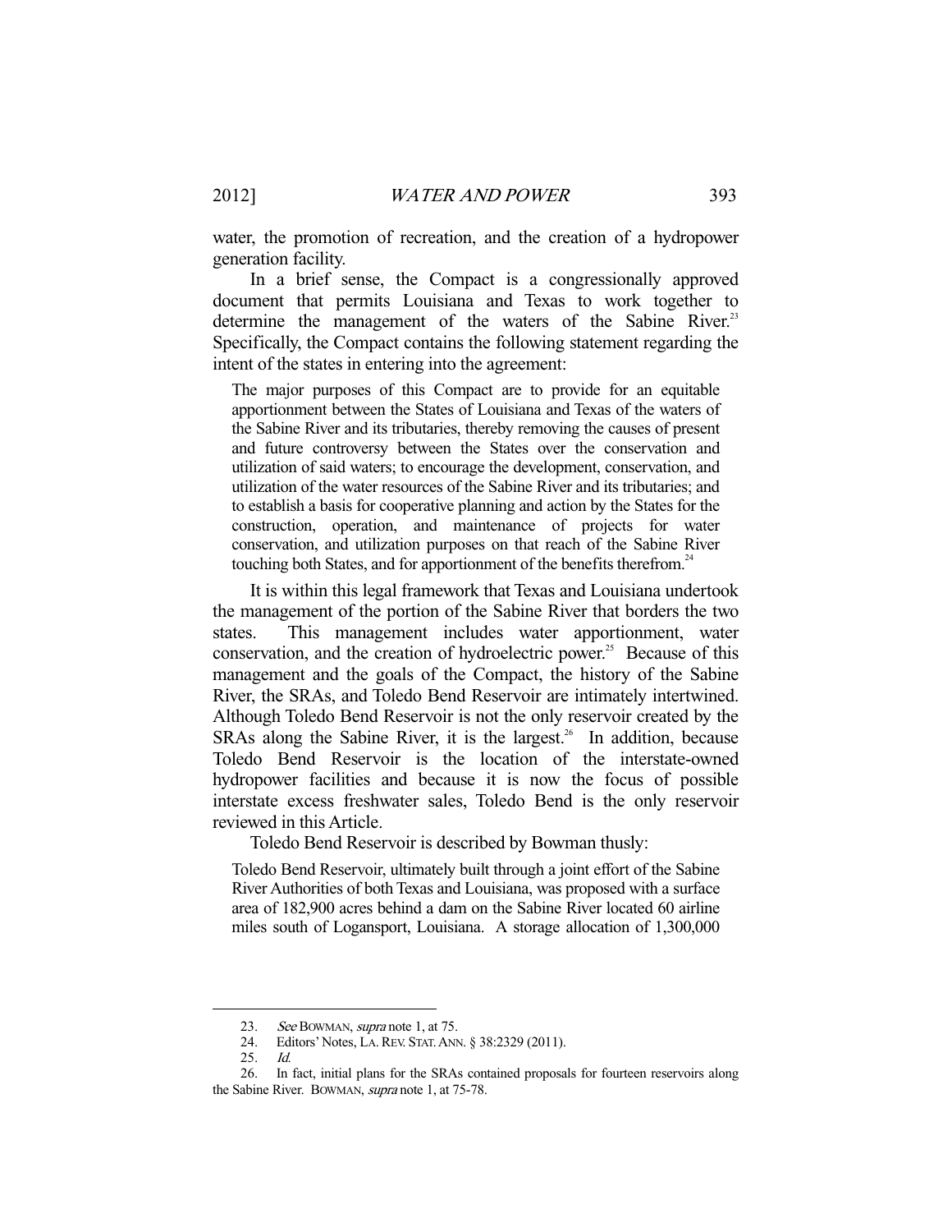water, the promotion of recreation, and the creation of a hydropower generation facility.

In a brief sense, the Compact is a congressionally approved document that permits Louisiana and Texas to work together to determine the management of the waters of the Sabine River.[23] Specifically, the Compact contains the following statement regarding the intent of the states in entering into the agreement:

> The major purposes of this Compact are to provide for an equitable apportionment between the States of Louisiana and Texas of the waters of the Sabine River and its tributaries, thereby removing the causes of present and future controversy between the States over the conservation and utilization of said waters; to encourage the development, conservation, and utilization of the water resources of the Sabine River and its tributaries; and to establish a basis for cooperative planning and action by the States for the construction, operation, and maintenance of projects for water conservation, and utilization purposes on that reach of the Sabine River touching both States, and for apportionment of the benefits therefrom.[24]

It is within this legal framework that Texas and Louisiana undertook the management of the portion of the Sabine River that borders the two states. This management includes water apportionment, water conservation, and the creation of hydroelectric power.[25] Because of this management and the goals of the Compact, the history of the Sabine River, the SRAs, and Toledo Bend Reservoir are intimately intertwined. Although Toledo Bend Reservoir is not the only reservoir created by the SRAs along the Sabine River, it is the largest.[26] In addition, because Toledo Bend Reservoir is the location of the interstate-owned hydropower facilities and because it is now the focus of possible interstate excess freshwater sales, Toledo Bend is the only reservoir reviewed in this Article.

Toledo Bend Reservoir is described by Bowman thusly:

> Toledo Bend Reservoir, ultimately built through a joint effort of the Sabine River Authorities of both Texas and Louisiana, was proposed with a surface area of 182,900 acres behind a dam on the Sabine River located 60 airline miles south of Logansport, Louisiana. A storage allocation of 1,300,000

---

23. *See* BOWMAN, *supra* note 1, at 75.

24. Editors' Notes, LA. REV. STAT. ANN. § 38:2329 (2011).

25. *Id.*

26. In fact, initial plans for the SRAs contained proposals for fourteen reservoirs along the Sabine River. BOWMAN, *supra* note 1, at 75-78.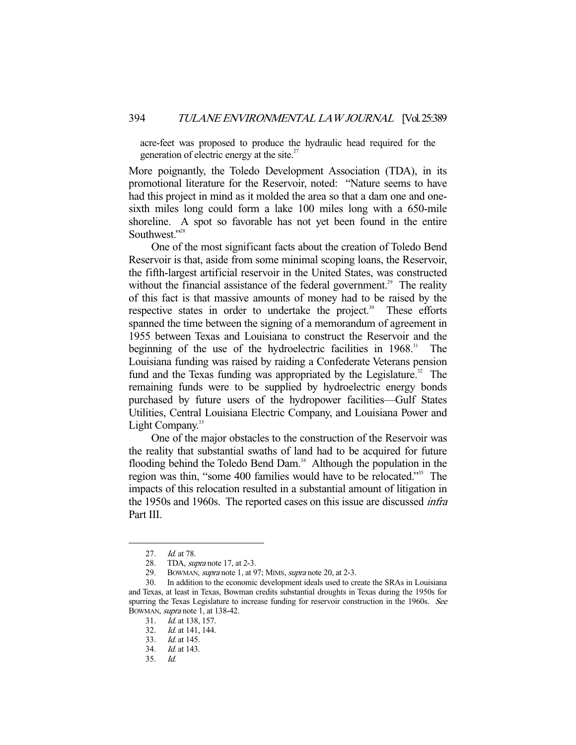acre-feet was proposed to produce the hydraulic head required for the generation of electric energy at the site.[27]

More poignantly, the Toledo Development Association (TDA), in its promotional literature for the Reservoir, noted: "Nature seems to have had this project in mind as it molded the area so that a dam one and one-sixth miles long could form a lake 100 miles long with a 650-mile shoreline. A spot so favorable has not yet been found in the entire Southwest."[28]

One of the most significant facts about the creation of Toledo Bend Reservoir is that, aside from some minimal scoping loans, the Reservoir, the fifth-largest artificial reservoir in the United States, was constructed without the financial assistance of the federal government.[29] The reality of this fact is that massive amounts of money had to be raised by the respective states in order to undertake the project.[30] These efforts spanned the time between the signing of a memorandum of agreement in 1955 between Texas and Louisiana to construct the Reservoir and the beginning of the use of the hydroelectric facilities in 1968.[31] The Louisiana funding was raised by raiding a Confederate Veterans pension fund and the Texas funding was appropriated by the Legislature.[32] The remaining funds were to be supplied by hydroelectric energy bonds purchased by future users of the hydropower facilities—Gulf States Utilities, Central Louisiana Electric Company, and Louisiana Power and Light Company.[33]

One of the major obstacles to the construction of the Reservoir was the reality that substantial swaths of land had to be acquired for future flooding behind the Toledo Bend Dam.[34] Although the population in the region was thin, "some 400 families would have to be relocated."[35] The impacts of this relocation resulted in a substantial amount of litigation in the 1950s and 1960s. The reported cases on this issue are discussed *infra* Part III.

---

27. *Id.* at 78.
28. TDA, *supra* note 17, at 2-3.
29. BOWMAN, *supra* note 1, at 97; MIMS, *supra* note 20, at 2-3.
30. In addition to the economic development ideals used to create the SRAs in Louisiana and Texas, at least in Texas, Bowman credits substantial droughts in Texas during the 1950s for spurring the Texas Legislature to increase funding for reservoir construction in the 1960s. *See* BOWMAN, *supra* note 1, at 138-42.
31. *Id.* at 138, 157.
32. *Id.* at 141, 144.
33. *Id.* at 145.
34. *Id.* at 143.
35. *Id.*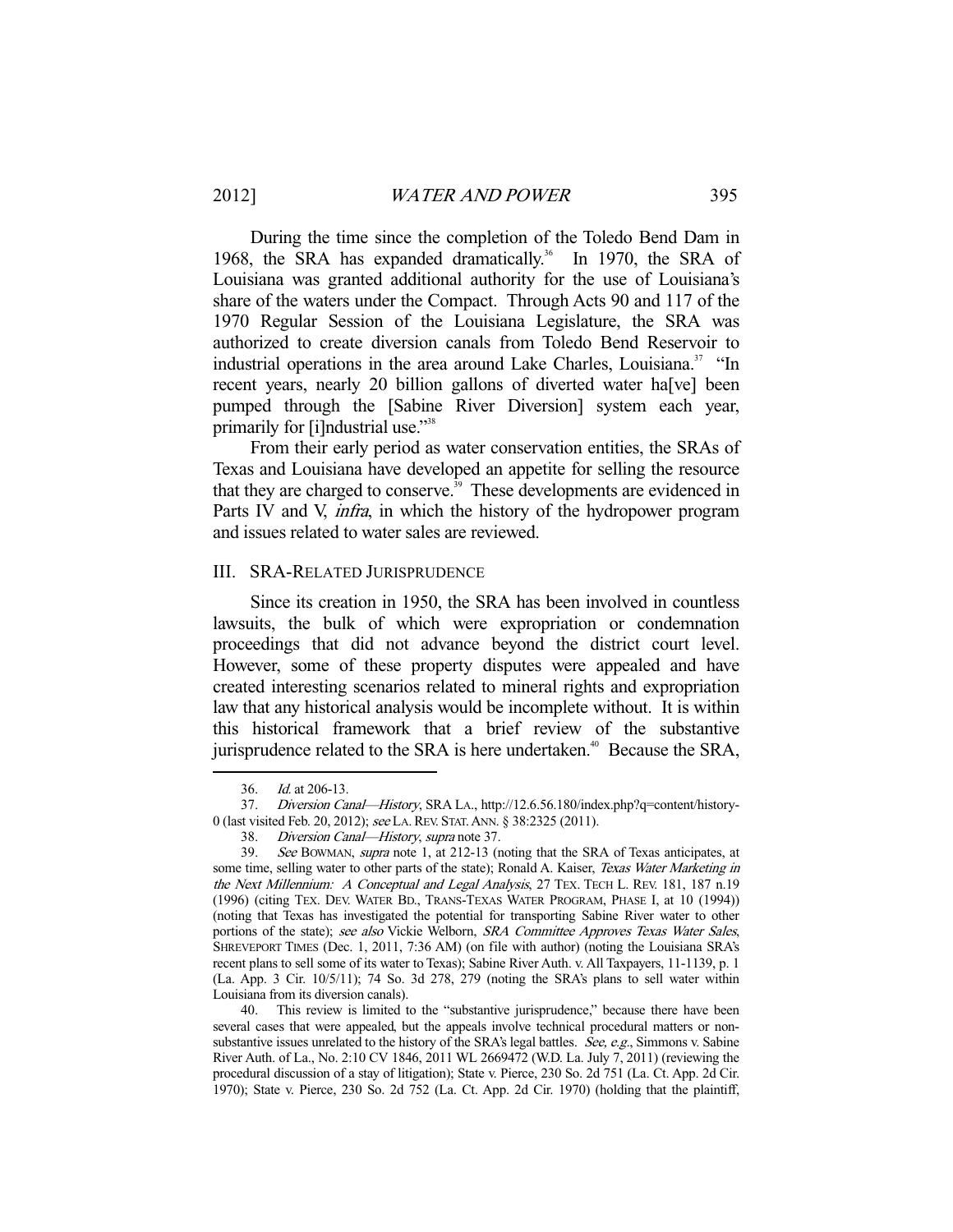During the time since the completion of the Toledo Bend Dam in 1968, the SRA has expanded dramatically.[36] In 1970, the SRA of Louisiana was granted additional authority for the use of Louisiana's share of the waters under the Compact. Through Acts 90 and 117 of the 1970 Regular Session of the Louisiana Legislature, the SRA was authorized to create diversion canals from Toledo Bend Reservoir to industrial operations in the area around Lake Charles, Louisiana.[37] "In recent years, nearly 20 billion gallons of diverted water ha[ve] been pumped through the [Sabine River Diversion] system each year, primarily for [i]ndustrial use."[38]

From their early period as water conservation entities, the SRAs of Texas and Louisiana have developed an appetite for selling the resource that they are charged to conserve.[39] These developments are evidenced in Parts IV and V, *infra*, in which the history of the hydropower program and issues related to water sales are reviewed.

## III. SRA-RELATED JURISPRUDENCE

Since its creation in 1950, the SRA has been involved in countless lawsuits, the bulk of which were expropriation or condemnation proceedings that did not advance beyond the district court level. However, some of these property disputes were appealed and have created interesting scenarios related to mineral rights and expropriation law that any historical analysis would be incomplete without. It is within this historical framework that a brief review of the substantive jurisprudence related to the SRA is here undertaken.[40] Because the SRA,

---

36. *Id.* at 206-13.

37. *Diversion Canal—History*, SRA LA., http://12.6.56.180/index.php?q=content/history-0 (last visited Feb. 20, 2012); *see* LA. REV. STAT. ANN. § 38:2325 (2011).

38. *Diversion Canal—History*, *supra* note 37.

39. *See* BOWMAN, *supra* note 1, at 212-13 (noting that the SRA of Texas anticipates, at some time, selling water to other parts of the state); Ronald A. Kaiser, *Texas Water Marketing in the Next Millennium: A Conceptual and Legal Analysis*, 27 TEX. TECH L. REV. 181, 187 n.19 (1996) (citing TEX. DEV. WATER BD., TRANS-TEXAS WATER PROGRAM, PHASE I, at 10 (1994)) (noting that Texas has investigated the potential for transporting Sabine River water to other portions of the state); *see also* Vickie Welborn, *SRA Committee Approves Texas Water Sales*, SHREVEPORT TIMES (Dec. 1, 2011, 7:36 AM) (on file with author) (noting the Louisiana SRA's recent plans to sell some of its water to Texas); Sabine River Auth. v. All Taxpayers, 11-1139, p. 1 (La. App. 3 Cir. 10/5/11); 74 So. 3d 278, 279 (noting the SRA's plans to sell water within Louisiana from its diversion canals).

40. This review is limited to the "substantive jurisprudence," because there have been several cases that were appealed, but the appeals involve technical procedural matters or non-substantive issues unrelated to the history of the SRA's legal battles. *See, e.g.*, Simmons v. Sabine River Auth. of La., No. 2:10 CV 1846, 2011 WL 2669472 (W.D. La. July 7, 2011) (reviewing the procedural discussion of a stay of litigation); State v. Pierce, 230 So. 2d 751 (La. Ct. App. 2d Cir. 1970); State v. Pierce, 230 So. 2d 752 (La. Ct. App. 2d Cir. 1970) (holding that the plaintiff,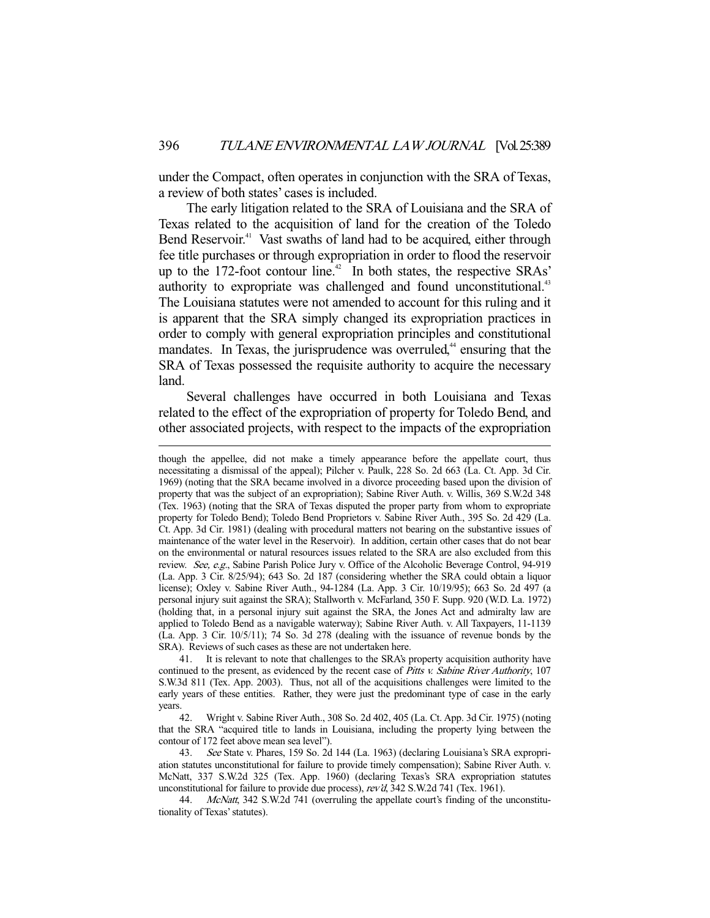under the Compact, often operates in conjunction with the SRA of Texas, a review of both states' cases is included.

The early litigation related to the SRA of Louisiana and the SRA of Texas related to the acquisition of land for the creation of the Toledo Bend Reservoir.[41] Vast swaths of land had to be acquired, either through fee title purchases or through expropriation in order to flood the reservoir up to the 172-foot contour line.[42] In both states, the respective SRAs' authority to expropriate was challenged and found unconstitutional.[43] The Louisiana statutes were not amended to account for this ruling and it is apparent that the SRA simply changed its expropriation practices in order to comply with general expropriation principles and constitutional mandates. In Texas, the jurisprudence was overruled,[44] ensuring that the SRA of Texas possessed the requisite authority to acquire the necessary land.

Several challenges have occurred in both Louisiana and Texas related to the effect of the expropriation of property for Toledo Bend, and other associated projects, with respect to the impacts of the expropriation

---

though the appellee, did not make a timely appearance before the appellate court, thus necessitating a dismissal of the appeal); Pilcher v. Paulk, 228 So. 2d 663 (La. Ct. App. 3d Cir. 1969) (noting that the SRA became involved in a divorce proceeding based upon the division of property that was the subject of an expropriation); Sabine River Auth. v. Willis, 369 S.W.2d 348 (Tex. 1963) (noting that the SRA of Texas disputed the proper party from whom to expropriate property for Toledo Bend); Toledo Bend Proprietors v. Sabine River Auth., 395 So. 2d 429 (La. Ct. App. 3d Cir. 1981) (dealing with procedural matters not bearing on the substantive issues of maintenance of the water level in the Reservoir). In addition, certain other cases that do not bear on the environmental or natural resources issues related to the SRA are also excluded from this review. *See, e.g.*, Sabine Parish Police Jury v. Office of the Alcoholic Beverage Control, 94-919 (La. App. 3 Cir. 8/25/94); 643 So. 2d 187 (considering whether the SRA could obtain a liquor license); Oxley v. Sabine River Auth., 94-1284 (La. App. 3 Cir. 10/19/95); 663 So. 2d 497 (a personal injury suit against the SRA); Stallworth v. McFarland, 350 F. Supp. 920 (W.D. La. 1972) (holding that, in a personal injury suit against the SRA, the Jones Act and admiralty law are applied to Toledo Bend as a navigable waterway); Sabine River Auth. v. All Taxpayers, 11-1139 (La. App. 3 Cir. 10/5/11); 74 So. 3d 278 (dealing with the issuance of revenue bonds by the SRA). Reviews of such cases as these are not undertaken here.

41. It is relevant to note that challenges to the SRA's property acquisition authority have continued to the present, as evidenced by the recent case of *Pitts v. Sabine River Authority*, 107 S.W.3d 811 (Tex. App. 2003). Thus, not all of the acquisitions challenges were limited to the early years of these entities. Rather, they were just the predominant type of case in the early years.

42. Wright v. Sabine River Auth., 308 So. 2d 402, 405 (La. Ct. App. 3d Cir. 1975) (noting that the SRA "acquired title to lands in Louisiana, including the property lying between the contour of 172 feet above mean sea level").

43. *See* State v. Phares, 159 So. 2d 144 (La. 1963) (declaring Louisiana's SRA expropriation statutes unconstitutional for failure to provide timely compensation); Sabine River Auth. v. McNatt, 337 S.W.2d 325 (Tex. App. 1960) (declaring Texas's SRA expropriation statutes unconstitutional for failure to provide due process), *rev'd*, 342 S.W.2d 741 (Tex. 1961).

44. *McNatt*, 342 S.W.2d 741 (overruling the appellate court's finding of the unconstitutionality of Texas' statutes).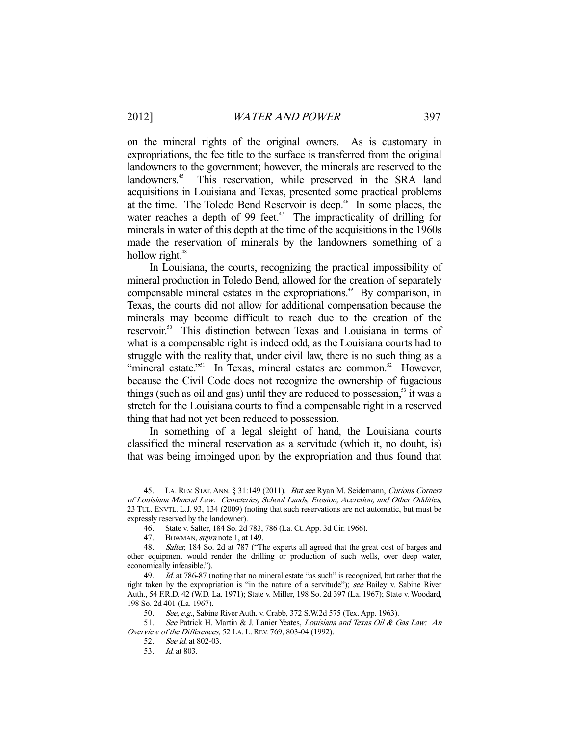on the mineral rights of the original owners. As is customary in expropriations, the fee title to the surface is transferred from the original landowners to the government; however, the minerals are reserved to the landowners.[45] This reservation, while preserved in the SRA land acquisitions in Louisiana and Texas, presented some practical problems at the time. The Toledo Bend Reservoir is deep.[46] In some places, the water reaches a depth of 99 feet.[47] The impracticality of drilling for minerals in water of this depth at the time of the acquisitions in the 1960s made the reservation of minerals by the landowners something of a hollow right.[48]

In Louisiana, the courts, recognizing the practical impossibility of mineral production in Toledo Bend, allowed for the creation of separately compensable mineral estates in the expropriations.[49] By comparison, in Texas, the courts did not allow for additional compensation because the minerals may become difficult to reach due to the creation of the reservoir.[50] This distinction between Texas and Louisiana in terms of what is a compensable right is indeed odd, as the Louisiana courts had to struggle with the reality that, under civil law, there is no such thing as a "mineral estate."[51] In Texas, mineral estates are common.[52] However, because the Civil Code does not recognize the ownership of fugacious things (such as oil and gas) until they are reduced to possession,[53] it was a stretch for the Louisiana courts to find a compensable right in a reserved thing that had not yet been reduced to possession.

In something of a legal sleight of hand, the Louisiana courts classified the mineral reservation as a servitude (which it, no doubt, is) that was being impinged upon by the expropriation and thus found that

---

45. LA. REV. STAT. ANN. § 31:149 (2011). *But see* Ryan M. Seidemann, *Curious Corners of Louisiana Mineral Law: Cemeteries, School Lands, Erosion, Accretion, and Other Oddities*, 23 TUL. ENVTL. L.J. 93, 134 (2009) (noting that such reservations are not automatic, but must be expressly reserved by the landowner).

46. State v. Salter, 184 So. 2d 783, 786 (La. Ct. App. 3d Cir. 1966).

47. BOWMAN, *supra* note 1, at 149.

48. *Salter*, 184 So. 2d at 787 ("The experts all agreed that the great cost of barges and other equipment would render the drilling or production of such wells, over deep water, economically infeasible.").

49. *Id.* at 786-87 (noting that no mineral estate "as such" is recognized, but rather that the right taken by the expropriation is "in the nature of a servitude"); *see* Bailey v. Sabine River Auth., 54 F.R.D. 42 (W.D. La. 1971); State v. Miller, 198 So. 2d 397 (La. 1967); State v. Woodard, 198 So. 2d 401 (La. 1967).

50. *See, e.g.*, Sabine River Auth. v. Crabb, 372 S.W.2d 575 (Tex. App. 1963).

51. *See* Patrick H. Martin & J. Lanier Yeates, *Louisiana and Texas Oil & Gas Law: An Overview of the Differences*, 52 LA. L. REV. 769, 803-04 (1992).

52. *See id.* at 802-03.

53. *Id.* at 803.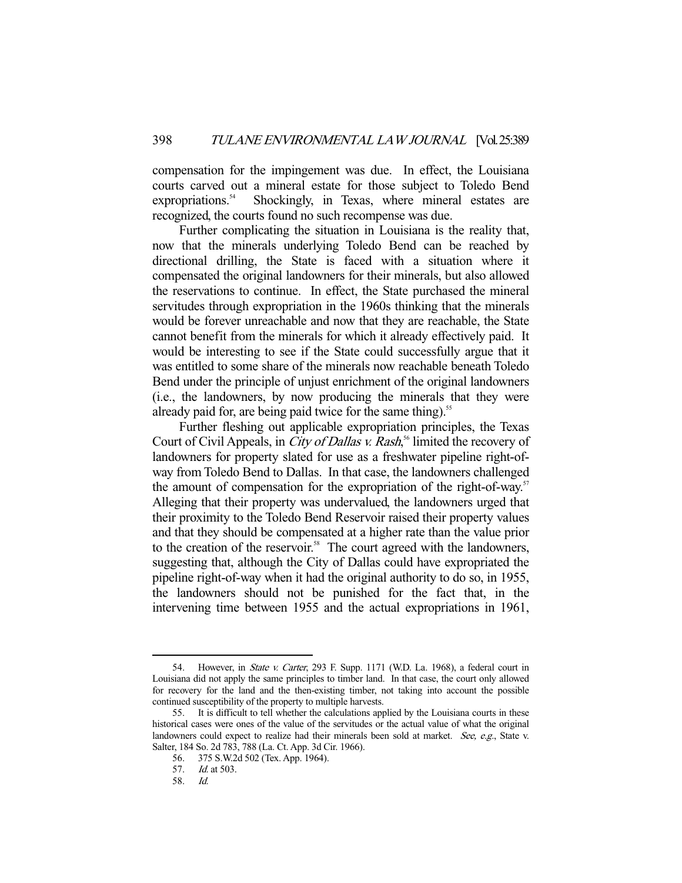compensation for the impingement was due. In effect, the Louisiana courts carved out a mineral estate for those subject to Toledo Bend expropriations.[54] Shockingly, in Texas, where mineral estates are recognized, the courts found no such recompense was due.

Further complicating the situation in Louisiana is the reality that, now that the minerals underlying Toledo Bend can be reached by directional drilling, the State is faced with a situation where it compensated the original landowners for their minerals, but also allowed the reservations to continue. In effect, the State purchased the mineral servitudes through expropriation in the 1960s thinking that the minerals would be forever unreachable and now that they are reachable, the State cannot benefit from the minerals for which it already effectively paid. It would be interesting to see if the State could successfully argue that it was entitled to some share of the minerals now reachable beneath Toledo Bend under the principle of unjust enrichment of the original landowners (i.e., the landowners, by now producing the minerals that they were already paid for, are being paid twice for the same thing).[55]

Further fleshing out applicable expropriation principles, the Texas Court of Civil Appeals, in *City of Dallas v. Rash*,[56] limited the recovery of landowners for property slated for use as a freshwater pipeline right-of-way from Toledo Bend to Dallas. In that case, the landowners challenged the amount of compensation for the expropriation of the right-of-way.[57] Alleging that their property was undervalued, the landowners urged that their proximity to the Toledo Bend Reservoir raised their property values and that they should be compensated at a higher rate than the value prior to the creation of the reservoir.[58] The court agreed with the landowners, suggesting that, although the City of Dallas could have expropriated the pipeline right-of-way when it had the original authority to do so, in 1955, the landowners should not be punished for the fact that, in the intervening time between 1955 and the actual expropriations in 1961,

---

54. However, in *State v. Carter*, 293 F. Supp. 1171 (W.D. La. 1968), a federal court in Louisiana did not apply the same principles to timber land. In that case, the court only allowed for recovery for the land and the then-existing timber, not taking into account the possible continued susceptibility of the property to multiple harvests.

55. It is difficult to tell whether the calculations applied by the Louisiana courts in these historical cases were ones of the value of the servitudes or the actual value of what the original landowners could expect to realize had their minerals been sold at market. *See, e.g.*, State v. Salter, 184 So. 2d 783, 788 (La. Ct. App. 3d Cir. 1966).

56. 375 S.W.2d 502 (Tex. App. 1964).

57. *Id.* at 503.

58. *Id.*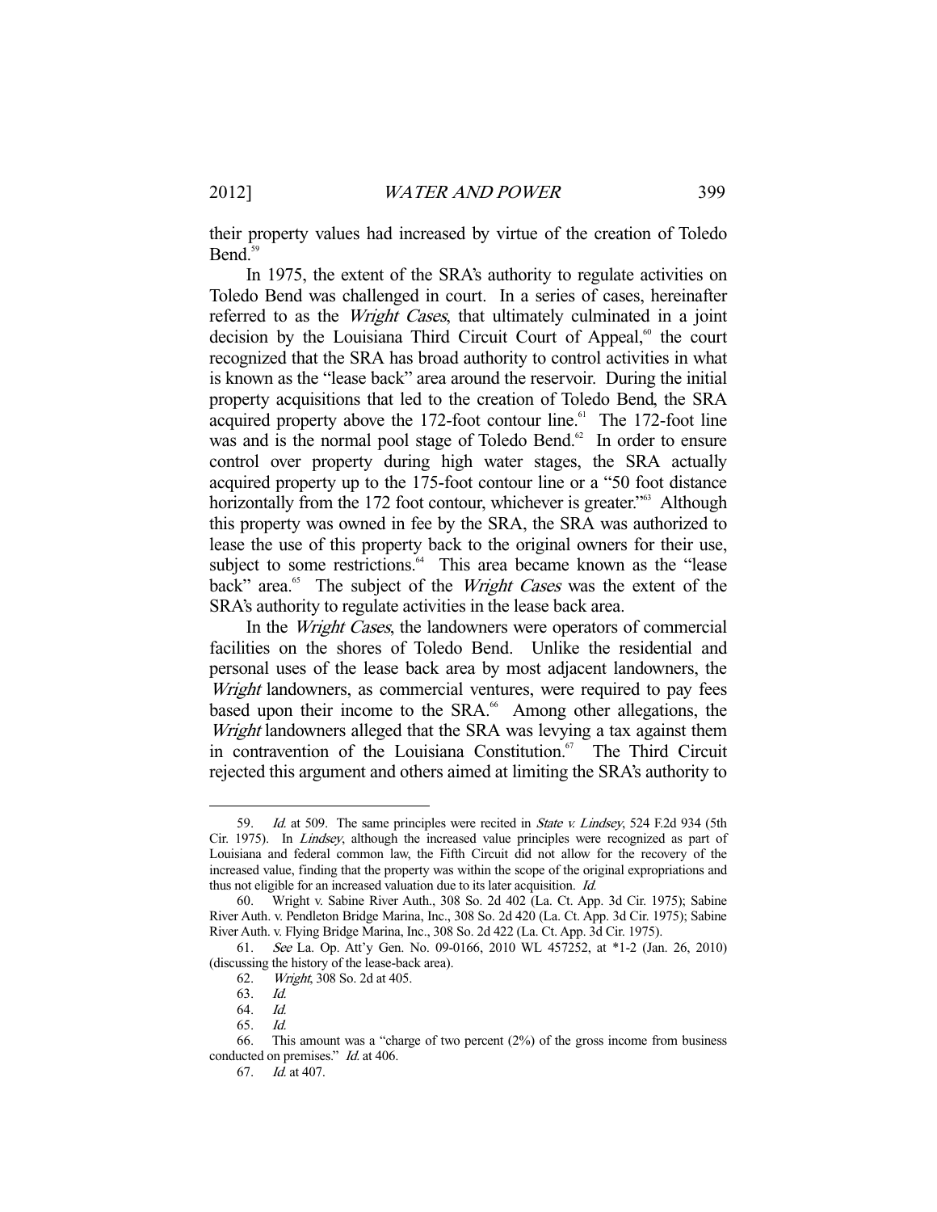their property values had increased by virtue of the creation of Toledo Bend.[59]

In 1975, the extent of the SRA's authority to regulate activities on Toledo Bend was challenged in court. In a series of cases, hereinafter referred to as the *Wright Cases*, that ultimately culminated in a joint decision by the Louisiana Third Circuit Court of Appeal,[60] the court recognized that the SRA has broad authority to control activities in what is known as the "lease back" area around the reservoir. During the initial property acquisitions that led to the creation of Toledo Bend, the SRA acquired property above the 172-foot contour line.[61] The 172-foot line was and is the normal pool stage of Toledo Bend.[62] In order to ensure control over property during high water stages, the SRA actually acquired property up to the 175-foot contour line or a "50 foot distance horizontally from the 172 foot contour, whichever is greater."[63] Although this property was owned in fee by the SRA, the SRA was authorized to lease the use of this property back to the original owners for their use, subject to some restrictions.[64] This area became known as the "lease back" area.[65] The subject of the *Wright Cases* was the extent of the SRA's authority to regulate activities in the lease back area.

In the *Wright Cases*, the landowners were operators of commercial facilities on the shores of Toledo Bend. Unlike the residential and personal uses of the lease back area by most adjacent landowners, the *Wright* landowners, as commercial ventures, were required to pay fees based upon their income to the SRA.[66] Among other allegations, the *Wright* landowners alleged that the SRA was levying a tax against them in contravention of the Louisiana Constitution.[67] The Third Circuit rejected this argument and others aimed at limiting the SRA's authority to

---

59. *Id.* at 509. The same principles were recited in *State v. Lindsey*, 524 F.2d 934 (5th Cir. 1975). In *Lindsey*, although the increased value principles were recognized as part of Louisiana and federal common law, the Fifth Circuit did not allow for the recovery of the increased value, finding that the property was within the scope of the original expropriations and thus not eligible for an increased valuation due to its later acquisition. *Id.*

60. Wright v. Sabine River Auth., 308 So. 2d 402 (La. Ct. App. 3d Cir. 1975); Sabine River Auth. v. Pendleton Bridge Marina, Inc., 308 So. 2d 420 (La. Ct. App. 3d Cir. 1975); Sabine River Auth. v. Flying Bridge Marina, Inc., 308 So. 2d 422 (La. Ct. App. 3d Cir. 1975).

61. *See* La. Op. Att'y Gen. No. 09-0166, 2010 WL 457252, at *1-2 (Jan. 26, 2010) (discussing the history of the lease-back area).

62. *Wright*, 308 So. 2d at 405.

63. *Id.*

64. *Id.*

65. *Id.*

66. This amount was a "charge of two percent (2%) of the gross income from business conducted on premises." *Id.* at 406.

67. *Id.* at 407.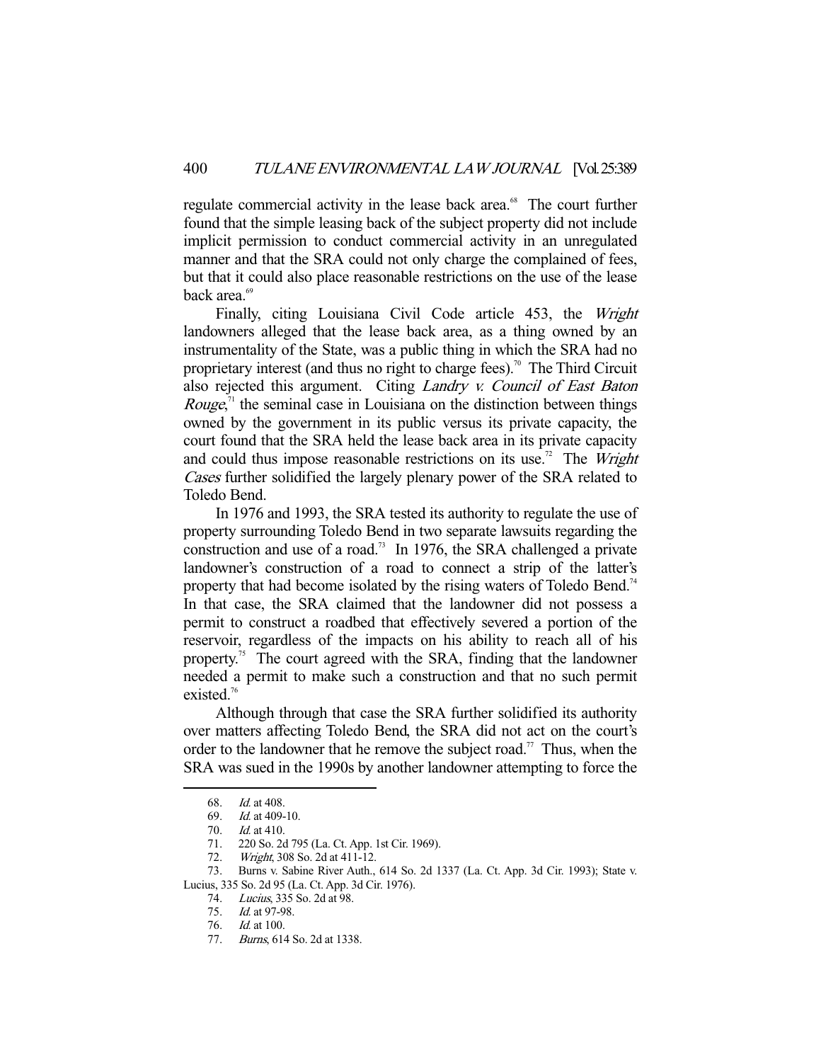regulate commercial activity in the lease back area.[68] The court further found that the simple leasing back of the subject property did not include implicit permission to conduct commercial activity in an unregulated manner and that the SRA could not only charge the complained of fees, but that it could also place reasonable restrictions on the use of the lease back area.[69]

Finally, citing Louisiana Civil Code article 453, the *Wright* landowners alleged that the lease back area, as a thing owned by an instrumentality of the State, was a public thing in which the SRA had no proprietary interest (and thus no right to charge fees).[70] The Third Circuit also rejected this argument. Citing *Landry v. Council of East Baton Rouge*,[71] the seminal case in Louisiana on the distinction between things owned by the government in its public versus its private capacity, the court found that the SRA held the lease back area in its private capacity and could thus impose reasonable restrictions on its use.[72] The *Wright Cases* further solidified the largely plenary power of the SRA related to Toledo Bend.

In 1976 and 1993, the SRA tested its authority to regulate the use of property surrounding Toledo Bend in two separate lawsuits regarding the construction and use of a road.[73] In 1976, the SRA challenged a private landowner's construction of a road to connect a strip of the latter's property that had become isolated by the rising waters of Toledo Bend.[74] In that case, the SRA claimed that the landowner did not possess a permit to construct a roadbed that effectively severed a portion of the reservoir, regardless of the impacts on his ability to reach all of his property.[75] The court agreed with the SRA, finding that the landowner needed a permit to make such a construction and that no such permit existed.[76]

Although through that case the SRA further solidified its authority over matters affecting Toledo Bend, the SRA did not act on the court's order to the landowner that he remove the subject road.[77] Thus, when the SRA was sued in the 1990s by another landowner attempting to force the

---

68. *Id.* at 408.

69. *Id.* at 409-10.

70. *Id.* at 410.

71. 220 So. 2d 795 (La. Ct. App. 1st Cir. 1969).

72. *Wright*, 308 So. 2d at 411-12.

73. Burns v. Sabine River Auth., 614 So. 2d 1337 (La. Ct. App. 3d Cir. 1993); State v. Lucius, 335 So. 2d 95 (La. Ct. App. 3d Cir. 1976).

74. *Lucius*, 335 So. 2d at 98.

75. *Id.* at 97-98.

76. *Id.* at 100.

77. *Burns*, 614 So. 2d at 1338.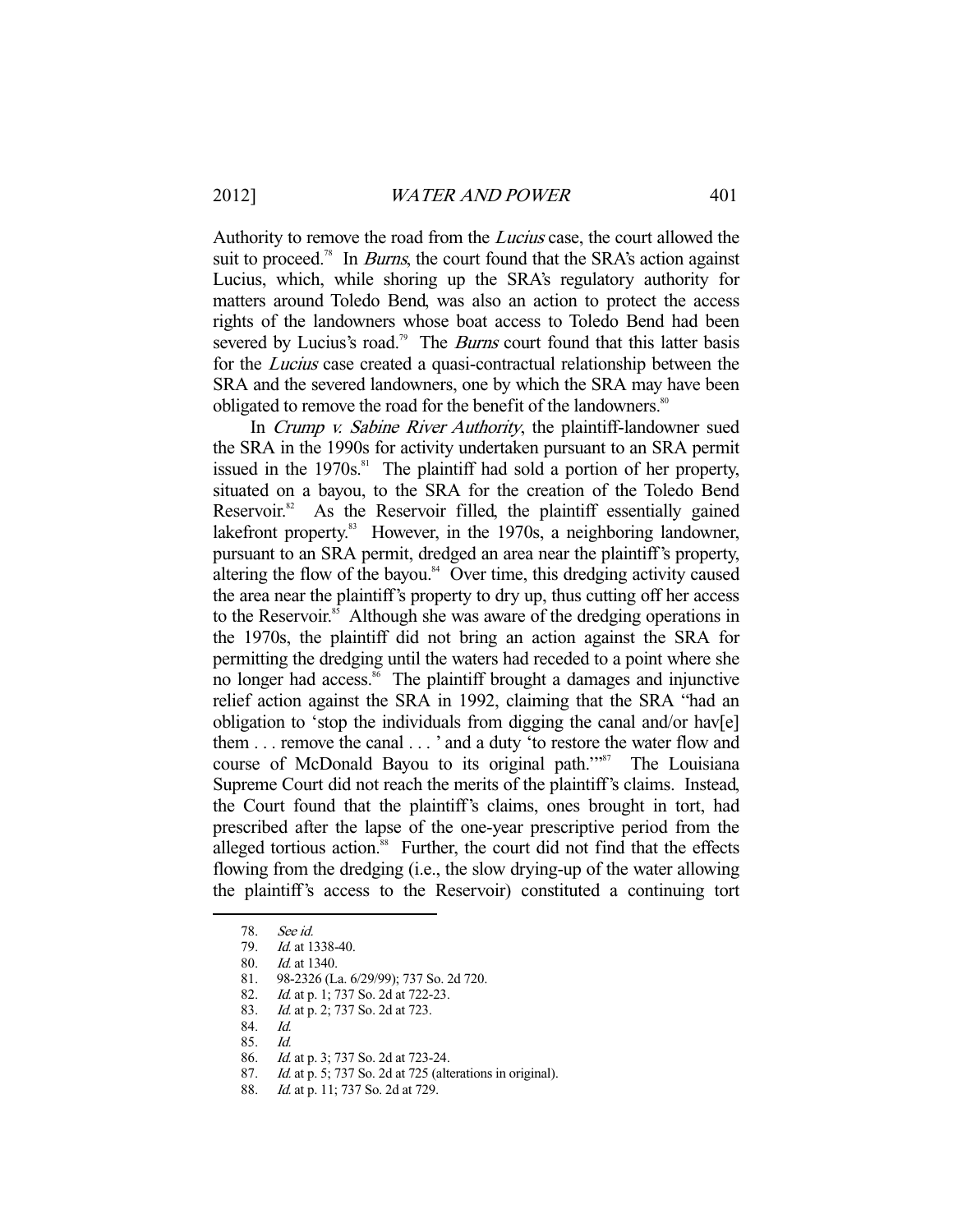Authority to remove the road from the *Lucius* case, the court allowed the suit to proceed.[78] In *Burns*, the court found that the SRA's action against Lucius, which, while shoring up the SRA's regulatory authority for matters around Toledo Bend, was also an action to protect the access rights of the landowners whose boat access to Toledo Bend had been severed by Lucius's road.[79] The *Burns* court found that this latter basis for the *Lucius* case created a quasi-contractual relationship between the SRA and the severed landowners, one by which the SRA may have been obligated to remove the road for the benefit of the landowners.[80]

In *Crump v. Sabine River Authority*, the plaintiff-landowner sued the SRA in the 1990s for activity undertaken pursuant to an SRA permit issued in the 1970s.[81] The plaintiff had sold a portion of her property, situated on a bayou, to the SRA for the creation of the Toledo Bend Reservoir.[82] As the Reservoir filled, the plaintiff essentially gained lakefront property.[83] However, in the 1970s, a neighboring landowner, pursuant to an SRA permit, dredged an area near the plaintiff's property, altering the flow of the bayou.[84] Over time, this dredging activity caused the area near the plaintiff's property to dry up, thus cutting off her access to the Reservoir.[85] Although she was aware of the dredging operations in the 1970s, the plaintiff did not bring an action against the SRA for permitting the dredging until the waters had receded to a point where she no longer had access.[86] The plaintiff brought a damages and injunctive relief action against the SRA in 1992, claiming that the SRA "had an obligation to 'stop the individuals from digging the canal and/or hav[e] them . . . remove the canal . . . ' and a duty 'to restore the water flow and course of McDonald Bayou to its original path.'"[87] The Louisiana Supreme Court did not reach the merits of the plaintiff's claims. Instead, the Court found that the plaintiff's claims, ones brought in tort, had prescribed after the lapse of the one-year prescriptive period from the alleged tortious action.[88] Further, the court did not find that the effects flowing from the dredging (i.e., the slow drying-up of the water allowing the plaintiff's access to the Reservoir) constituted a continuing tort

---

78. *See id.*
79. *Id.* at 1338-40.
80. *Id.* at 1340.
81. 98-2326 (La. 6/29/99); 737 So. 2d 720.
82. *Id.* at p. 1; 737 So. 2d at 722-23.
83. *Id.* at p. 2; 737 So. 2d at 723.
84. *Id.*
85. *Id.*
86. *Id.* at p. 3; 737 So. 2d at 723-24.
87. *Id.* at p. 5; 737 So. 2d at 725 (alterations in original).
88. *Id.* at p. 11; 737 So. 2d at 729.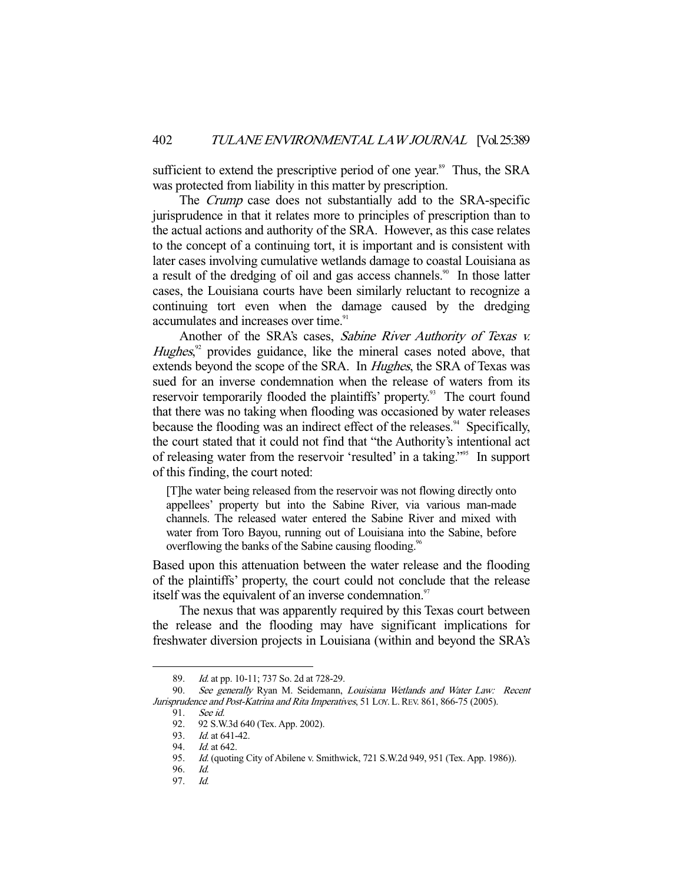sufficient to extend the prescriptive period of one year.[89] Thus, the SRA was protected from liability in this matter by prescription.

The *Crump* case does not substantially add to the SRA-specific jurisprudence in that it relates more to principles of prescription than to the actual actions and authority of the SRA. However, as this case relates to the concept of a continuing tort, it is important and is consistent with later cases involving cumulative wetlands damage to coastal Louisiana as a result of the dredging of oil and gas access channels.[90] In those latter cases, the Louisiana courts have been similarly reluctant to recognize a continuing tort even when the damage caused by the dredging accumulates and increases over time.[91]

Another of the SRA's cases, *Sabine River Authority of Texas v. Hughes*,[92] provides guidance, like the mineral cases noted above, that extends beyond the scope of the SRA. In *Hughes*, the SRA of Texas was sued for an inverse condemnation when the release of waters from its reservoir temporarily flooded the plaintiffs' property.[93] The court found that there was no taking when flooding was occasioned by water releases because the flooding was an indirect effect of the releases.[94] Specifically, the court stated that it could not find that "the Authority's intentional act of releasing water from the reservoir 'resulted' in a taking."[95] In support of this finding, the court noted:

> [T]he water being released from the reservoir was not flowing directly onto appellees' property but into the Sabine River, via various man-made channels. The released water entered the Sabine River and mixed with water from Toro Bayou, running out of Louisiana into the Sabine, before overflowing the banks of the Sabine causing flooding.[96]

Based upon this attenuation between the water release and the flooding of the plaintiffs' property, the court could not conclude that the release itself was the equivalent of an inverse condemnation.[97]

The nexus that was apparently required by this Texas court between the release and the flooding may have significant implications for freshwater diversion projects in Louisiana (within and beyond the SRA's

---

89. *Id.* at pp. 10-11; 737 So. 2d at 728-29.

90. *See generally* Ryan M. Seidemann, *Louisiana Wetlands and Water Law: Recent Jurisprudence and Post-Katrina and Rita Imperatives*, 51 LOY. L. REV. 861, 866-75 (2005).

91. *See id.*

92. 92 S.W.3d 640 (Tex. App. 2002).

93. *Id.* at 641-42.

94. *Id.* at 642.

95. *Id.* (quoting City of Abilene v. Smithwick, 721 S.W.2d 949, 951 (Tex. App. 1986)).

96. *Id.*

97. *Id.*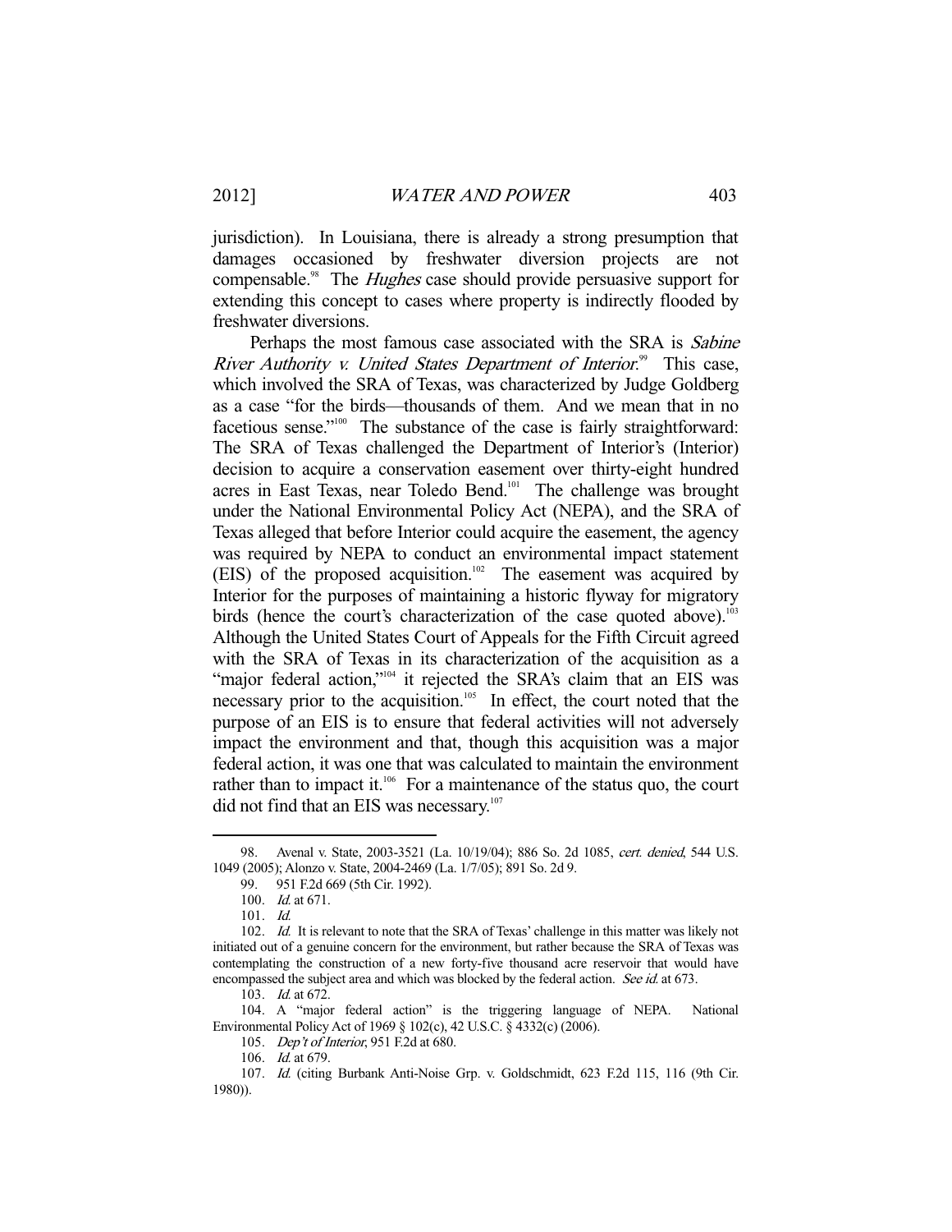jurisdiction). In Louisiana, there is already a strong presumption that damages occasioned by freshwater diversion projects are not compensable.[98] The *Hughes* case should provide persuasive support for extending this concept to cases where property is indirectly flooded by freshwater diversions.

Perhaps the most famous case associated with the SRA is *Sabine River Authority v. United States Department of Interior*.[99] This case, which involved the SRA of Texas, was characterized by Judge Goldberg as a case "for the birds—thousands of them. And we mean that in no facetious sense."[100] The substance of the case is fairly straightforward: The SRA of Texas challenged the Department of Interior's (Interior) decision to acquire a conservation easement over thirty-eight hundred acres in East Texas, near Toledo Bend.[101] The challenge was brought under the National Environmental Policy Act (NEPA), and the SRA of Texas alleged that before Interior could acquire the easement, the agency was required by NEPA to conduct an environmental impact statement (EIS) of the proposed acquisition.[102] The easement was acquired by Interior for the purposes of maintaining a historic flyway for migratory birds (hence the court's characterization of the case quoted above).[103] Although the United States Court of Appeals for the Fifth Circuit agreed with the SRA of Texas in its characterization of the acquisition as a "major federal action,"[104] it rejected the SRA's claim that an EIS was necessary prior to the acquisition.[105] In effect, the court noted that the purpose of an EIS is to ensure that federal activities will not adversely impact the environment and that, though this acquisition was a major federal action, it was one that was calculated to maintain the environment rather than to impact it.[106] For a maintenance of the status quo, the court did not find that an EIS was necessary.[107]

---

98. Avenal v. State, 2003-3521 (La. 10/19/04); 886 So. 2d 1085, *cert. denied*, 544 U.S. 1049 (2005); Alonzo v. State, 2004-2469 (La. 1/7/05); 891 So. 2d 9.

99. 951 F.2d 669 (5th Cir. 1992).

100. *Id.* at 671.

101. *Id.*

102. *Id.* It is relevant to note that the SRA of Texas' challenge in this matter was likely not initiated out of a genuine concern for the environment, but rather because the SRA of Texas was contemplating the construction of a new forty-five thousand acre reservoir that would have encompassed the subject area and which was blocked by the federal action. *See id.* at 673.

103. *Id.* at 672.

104. A "major federal action" is the triggering language of NEPA. National Environmental Policy Act of 1969 § 102(c), 42 U.S.C. § 4332(c) (2006).

105. *Dep't of Interior*, 951 F.2d at 680.

106. *Id.* at 679.

107. *Id.* (citing Burbank Anti-Noise Grp. v. Goldschmidt, 623 F.2d 115, 116 (9th Cir. 1980)).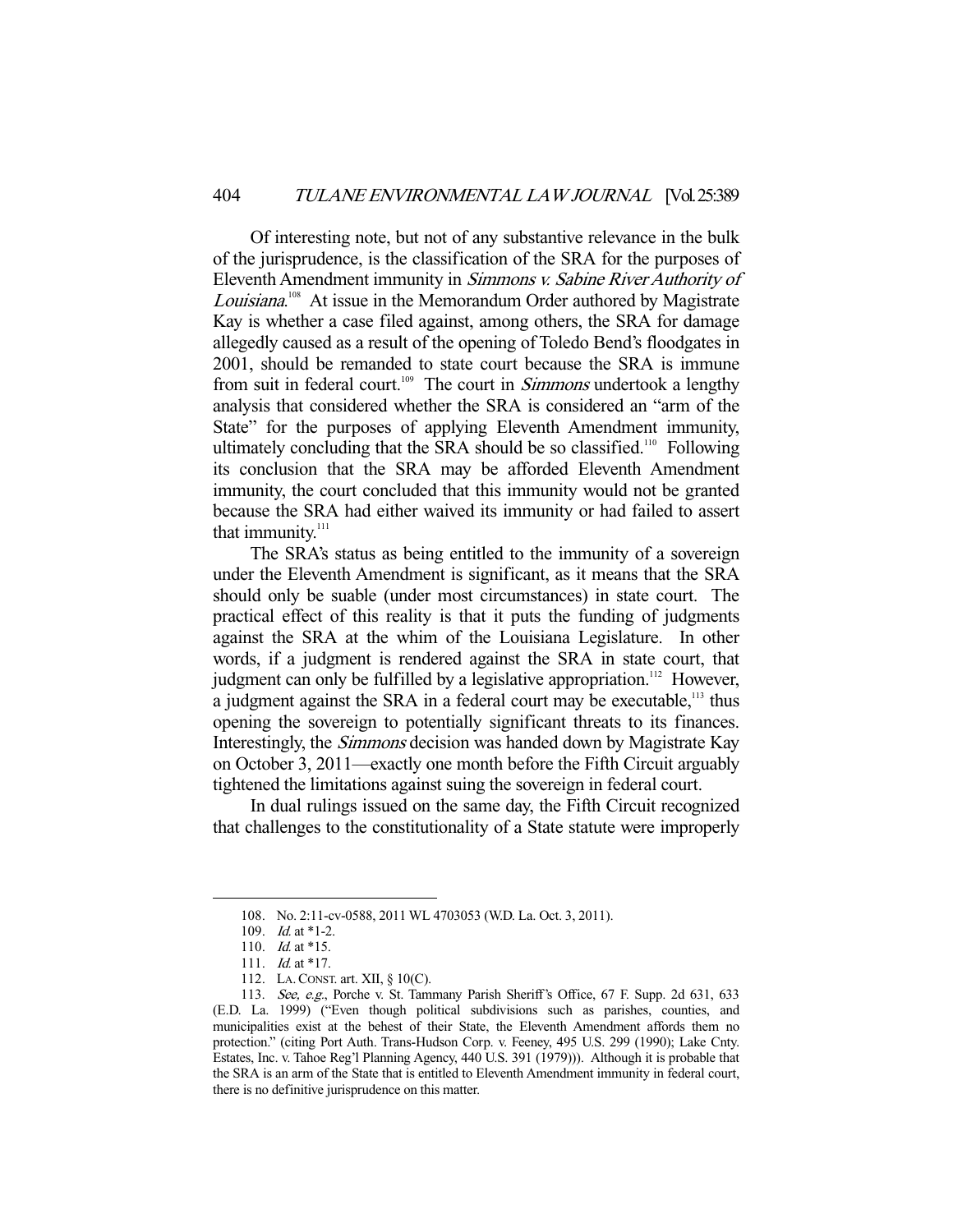Of interesting note, but not of any substantive relevance in the bulk of the jurisprudence, is the classification of the SRA for the purposes of Eleventh Amendment immunity in *Simmons v. Sabine River Authority of Louisiana*.[108] At issue in the Memorandum Order authored by Magistrate Kay is whether a case filed against, among others, the SRA for damage allegedly caused as a result of the opening of Toledo Bend's floodgates in 2001, should be remanded to state court because the SRA is immune from suit in federal court.[109] The court in *Simmons* undertook a lengthy analysis that considered whether the SRA is considered an "arm of the State" for the purposes of applying Eleventh Amendment immunity, ultimately concluding that the SRA should be so classified.[110] Following its conclusion that the SRA may be afforded Eleventh Amendment immunity, the court concluded that this immunity would not be granted because the SRA had either waived its immunity or had failed to assert that immunity.[111]

The SRA's status as being entitled to the immunity of a sovereign under the Eleventh Amendment is significant, as it means that the SRA should only be suable (under most circumstances) in state court. The practical effect of this reality is that it puts the funding of judgments against the SRA at the whim of the Louisiana Legislature. In other words, if a judgment is rendered against the SRA in state court, that judgment can only be fulfilled by a legislative appropriation.[112] However, a judgment against the SRA in a federal court may be executable,[113] thus opening the sovereign to potentially significant threats to its finances. Interestingly, the *Simmons* decision was handed down by Magistrate Kay on October 3, 2011—exactly one month before the Fifth Circuit arguably tightened the limitations against suing the sovereign in federal court.

In dual rulings issued on the same day, the Fifth Circuit recognized that challenges to the constitutionality of a State statute were improperly

---

108. No. 2:11-cv-0588, 2011 WL 4703053 (W.D. La. Oct. 3, 2011).

109. *Id.* at *1-2.

110. *Id.* at *15.

111. *Id.* at *17.

112. LA. CONST. art. XII, § 10(C).

113. *See, e.g.*, Porche v. St. Tammany Parish Sheriff's Office, 67 F. Supp. 2d 631, 633 (E.D. La. 1999) ("Even though political subdivisions such as parishes, counties, and municipalities exist at the behest of their State, the Eleventh Amendment affords them no protection." (citing Port Auth. Trans-Hudson Corp. v. Feeney, 495 U.S. 299 (1990); Lake Cnty. Estates, Inc. v. Tahoe Reg'l Planning Agency, 440 U.S. 391 (1979))). Although it is probable that the SRA is an arm of the State that is entitled to Eleventh Amendment immunity in federal court, there is no definitive jurisprudence on this matter.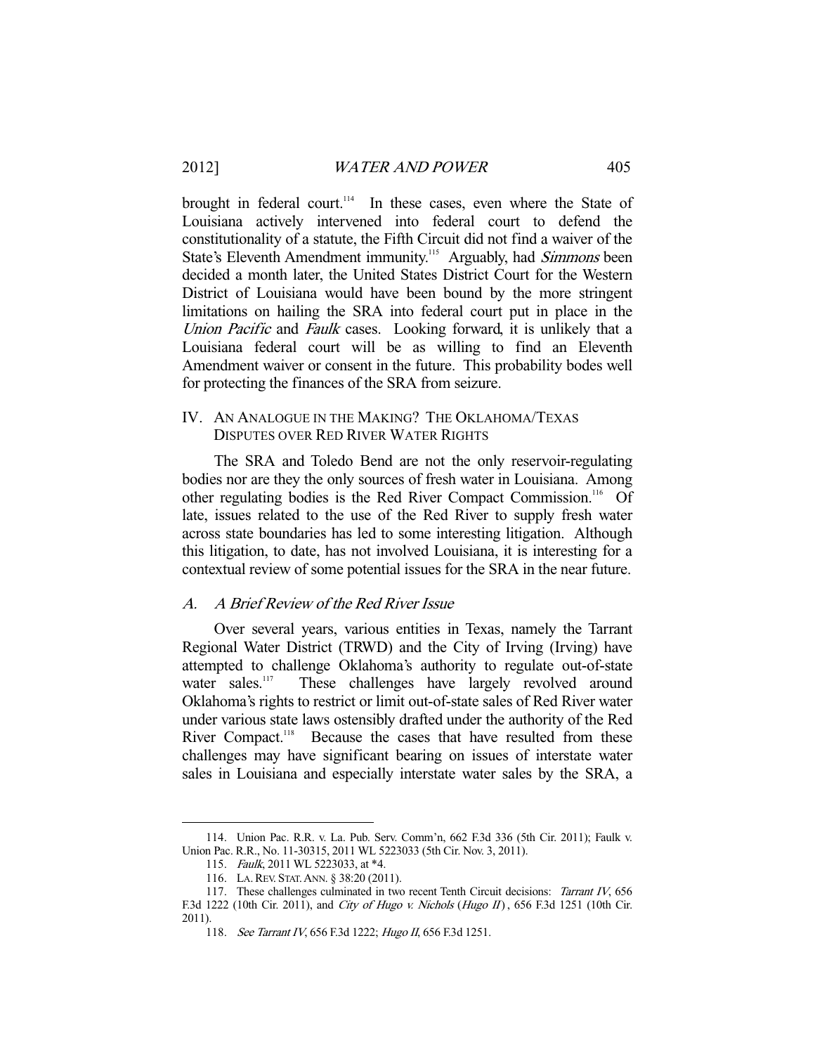brought in federal court.[114] In these cases, even where the State of Louisiana actively intervened into federal court to defend the constitutionality of a statute, the Fifth Circuit did not find a waiver of the State's Eleventh Amendment immunity.[115] Arguably, had *Simmons* been decided a month later, the United States District Court for the Western District of Louisiana would have been bound by the more stringent limitations on hailing the SRA into federal court put in place in the *Union Pacific* and *Faulk* cases. Looking forward, it is unlikely that a Louisiana federal court will be as willing to find an Eleventh Amendment waiver or consent in the future. This probability bodes well for protecting the finances of the SRA from seizure.

## IV. AN ANALOGUE IN THE MAKING? THE OKLAHOMA/TEXAS DISPUTES OVER RED RIVER WATER RIGHTS

The SRA and Toledo Bend are not the only reservoir-regulating bodies nor are they the only sources of fresh water in Louisiana. Among other regulating bodies is the Red River Compact Commission.[116] Of late, issues related to the use of the Red River to supply fresh water across state boundaries has led to some interesting litigation. Although this litigation, to date, has not involved Louisiana, it is interesting for a contextual review of some potential issues for the SRA in the near future.

### A. *A Brief Review of the Red River Issue*

Over several years, various entities in Texas, namely the Tarrant Regional Water District (TRWD) and the City of Irving (Irving) have attempted to challenge Oklahoma's authority to regulate out-of-state water sales.[117] These challenges have largely revolved around Oklahoma's rights to restrict or limit out-of-state sales of Red River water under various state laws ostensibly drafted under the authority of the Red River Compact.[118] Because the cases that have resulted from these challenges may have significant bearing on issues of interstate water sales in Louisiana and especially interstate water sales by the SRA, a

---

114. Union Pac. R.R. v. La. Pub. Serv. Comm'n, 662 F.3d 336 (5th Cir. 2011); Faulk v. Union Pac. R.R., No. 11-30315, 2011 WL 5223033 (5th Cir. Nov. 3, 2011).

115. *Faulk*, 2011 WL 5223033, at *4.

116. LA. REV. STAT. ANN. § 38:20 (2011).

117. These challenges culminated in two recent Tenth Circuit decisions: *Tarrant IV*, 656 F.3d 1222 (10th Cir. 2011), and *City of Hugo v. Nichols* (*Hugo II*), 656 F.3d 1251 (10th Cir. 2011).

118. *See Tarrant IV*, 656 F.3d 1222; *Hugo II*, 656 F.3d 1251.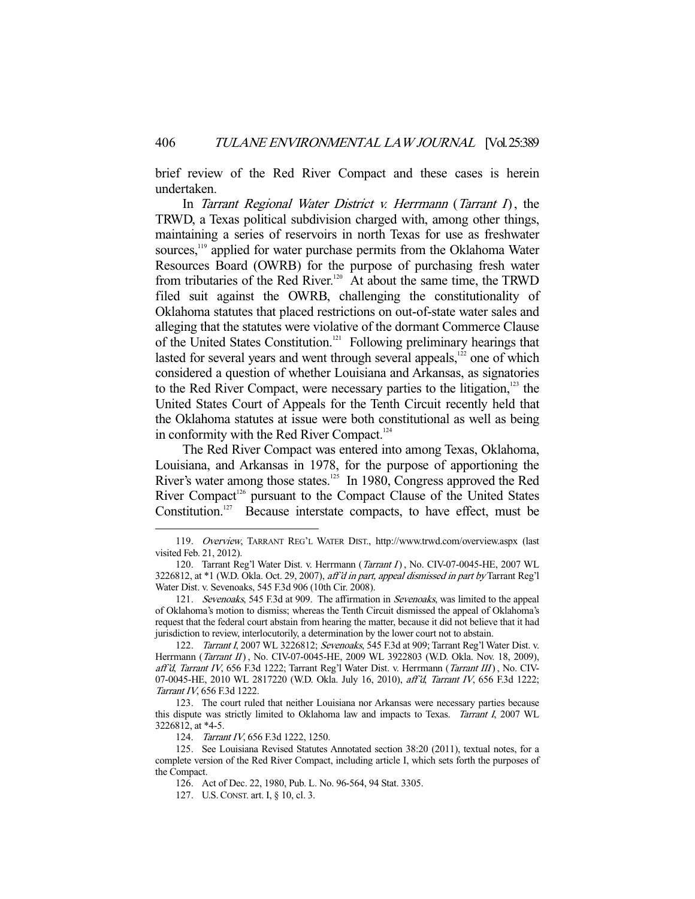brief review of the Red River Compact and these cases is herein undertaken.

In *Tarrant Regional Water District v. Herrmann* (*Tarrant I*), the TRWD, a Texas political subdivision charged with, among other things, maintaining a series of reservoirs in north Texas for use as freshwater sources,[119] applied for water purchase permits from the Oklahoma Water Resources Board (OWRB) for the purpose of purchasing fresh water from tributaries of the Red River.[120] At about the same time, the TRWD filed suit against the OWRB, challenging the constitutionality of Oklahoma statutes that placed restrictions on out-of-state water sales and alleging that the statutes were violative of the dormant Commerce Clause of the United States Constitution.[121] Following preliminary hearings that lasted for several years and went through several appeals,[122] one of which considered a question of whether Louisiana and Arkansas, as signatories to the Red River Compact, were necessary parties to the litigation,[123] the United States Court of Appeals for the Tenth Circuit recently held that the Oklahoma statutes at issue were both constitutional as well as being in conformity with the Red River Compact.[124]

The Red River Compact was entered into among Texas, Oklahoma, Louisiana, and Arkansas in 1978, for the purpose of apportioning the River's water among those states.[125] In 1980, Congress approved the Red River Compact[126] pursuant to the Compact Clause of the United States Constitution.[127] Because interstate compacts, to have effect, must be

---

119. *Overview*, TARRANT REG'L WATER DIST., http://www.trwd.com/overview.aspx (last visited Feb. 21, 2012).

120. Tarrant Reg'l Water Dist. v. Herrmann (*Tarrant I*), No. CIV-07-0045-HE, 2007 WL 3226812, at *1 (W.D. Okla. Oct. 29, 2007), *aff'd in part, appeal dismissed in part by* Tarrant Reg'l Water Dist. v. Sevenoaks, 545 F.3d 906 (10th Cir. 2008).

121. *Sevenoaks*, 545 F.3d at 909. The affirmation in *Sevenoaks*, was limited to the appeal of Oklahoma's motion to dismiss; whereas the Tenth Circuit dismissed the appeal of Oklahoma's request that the federal court abstain from hearing the matter, because it did not believe that it had jurisdiction to review, interlocutorily, a determination by the lower court not to abstain.

122. *Tarrant I*, 2007 WL 3226812; *Sevenoaks*, 545 F.3d at 909; Tarrant Reg'l Water Dist. v. Herrmann (*Tarrant II*), No. CIV-07-0045-HE, 2009 WL 3922803 (W.D. Okla. Nov. 18, 2009), *aff'd*, *Tarrant IV*, 656 F.3d 1222; Tarrant Reg'l Water Dist. v. Herrmann (*Tarrant III*), No. CIV-07-0045-HE, 2010 WL 2817220 (W.D. Okla. July 16, 2010), *aff'd*, *Tarrant IV*, 656 F.3d 1222; *Tarrant IV*, 656 F.3d 1222.

123. The court ruled that neither Louisiana nor Arkansas were necessary parties because this dispute was strictly limited to Oklahoma law and impacts to Texas. *Tarrant I*, 2007 WL 3226812, at *4-5.

124. *Tarrant IV*, 656 F.3d 1222, 1250.

125. See Louisiana Revised Statutes Annotated section 38:20 (2011), textual notes, for a complete version of the Red River Compact, including article I, which sets forth the purposes of the Compact.

126. Act of Dec. 22, 1980, Pub. L. No. 96-564, 94 Stat. 3305.

127. U.S. CONST. art. I, § 10, cl. 3.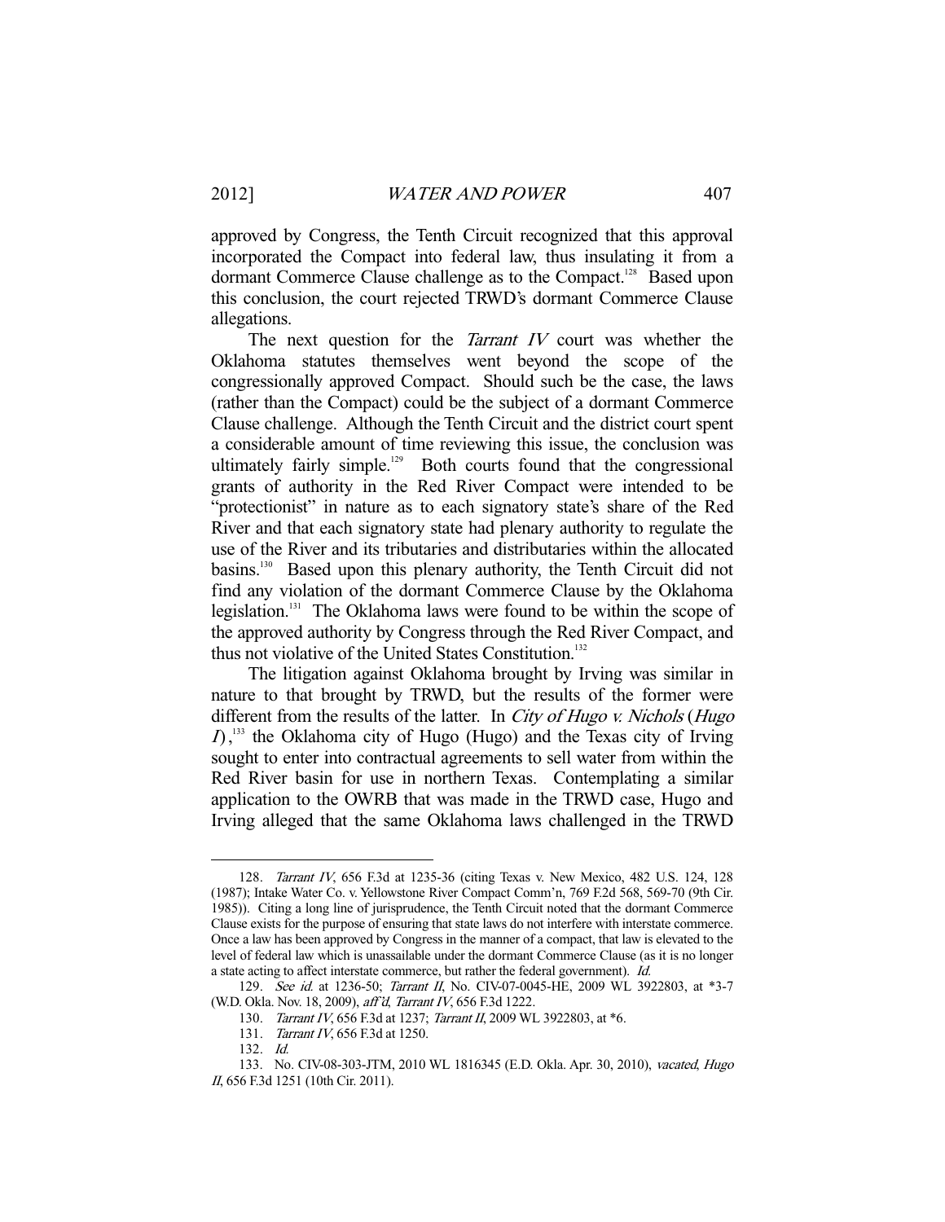approved by Congress, the Tenth Circuit recognized that this approval incorporated the Compact into federal law, thus insulating it from a dormant Commerce Clause challenge as to the Compact.[128] Based upon this conclusion, the court rejected TRWD's dormant Commerce Clause allegations.

The next question for the *Tarrant IV* court was whether the Oklahoma statutes themselves went beyond the scope of the congressionally approved Compact. Should such be the case, the laws (rather than the Compact) could be the subject of a dormant Commerce Clause challenge. Although the Tenth Circuit and the district court spent a considerable amount of time reviewing this issue, the conclusion was ultimately fairly simple.[129] Both courts found that the congressional grants of authority in the Red River Compact were intended to be "protectionist" in nature as to each signatory state's share of the Red River and that each signatory state had plenary authority to regulate the use of the River and its tributaries and distributaries within the allocated basins.[130] Based upon this plenary authority, the Tenth Circuit did not find any violation of the dormant Commerce Clause by the Oklahoma legislation.[131] The Oklahoma laws were found to be within the scope of the approved authority by Congress through the Red River Compact, and thus not violative of the United States Constitution.[132]

The litigation against Oklahoma brought by Irving was similar in nature to that brought by TRWD, but the results of the former were different from the results of the latter. In *City of Hugo v. Nichols* (*Hugo I*),[133] the Oklahoma city of Hugo (Hugo) and the Texas city of Irving sought to enter into contractual agreements to sell water from within the Red River basin for use in northern Texas. Contemplating a similar application to the OWRB that was made in the TRWD case, Hugo and Irving alleged that the same Oklahoma laws challenged in the TRWD

---

128. *Tarrant IV*, 656 F.3d at 1235-36 (citing Texas v. New Mexico, 482 U.S. 124, 128 (1987); Intake Water Co. v. Yellowstone River Compact Comm'n, 769 F.2d 568, 569-70 (9th Cir. 1985)). Citing a long line of jurisprudence, the Tenth Circuit noted that the dormant Commerce Clause exists for the purpose of ensuring that state laws do not interfere with interstate commerce. Once a law has been approved by Congress in the manner of a compact, that law is elevated to the level of federal law which is unassailable under the dormant Commerce Clause (as it is no longer a state acting to affect interstate commerce, but rather the federal government). *Id.*

129. *See id.* at 1236-50; *Tarrant II*, No. CIV-07-0045-HE, 2009 WL 3922803, at \*3-7 (W.D. Okla. Nov. 18, 2009), *aff'd*, *Tarrant IV*, 656 F.3d 1222.

130. *Tarrant IV*, 656 F.3d at 1237; *Tarrant II*, 2009 WL 3922803, at \*6.

131. *Tarrant IV*, 656 F.3d at 1250.

132. *Id.*

133. No. CIV-08-303-JTM, 2010 WL 1816345 (E.D. Okla. Apr. 30, 2010), *vacated*, *Hugo II*, 656 F.3d 1251 (10th Cir. 2011).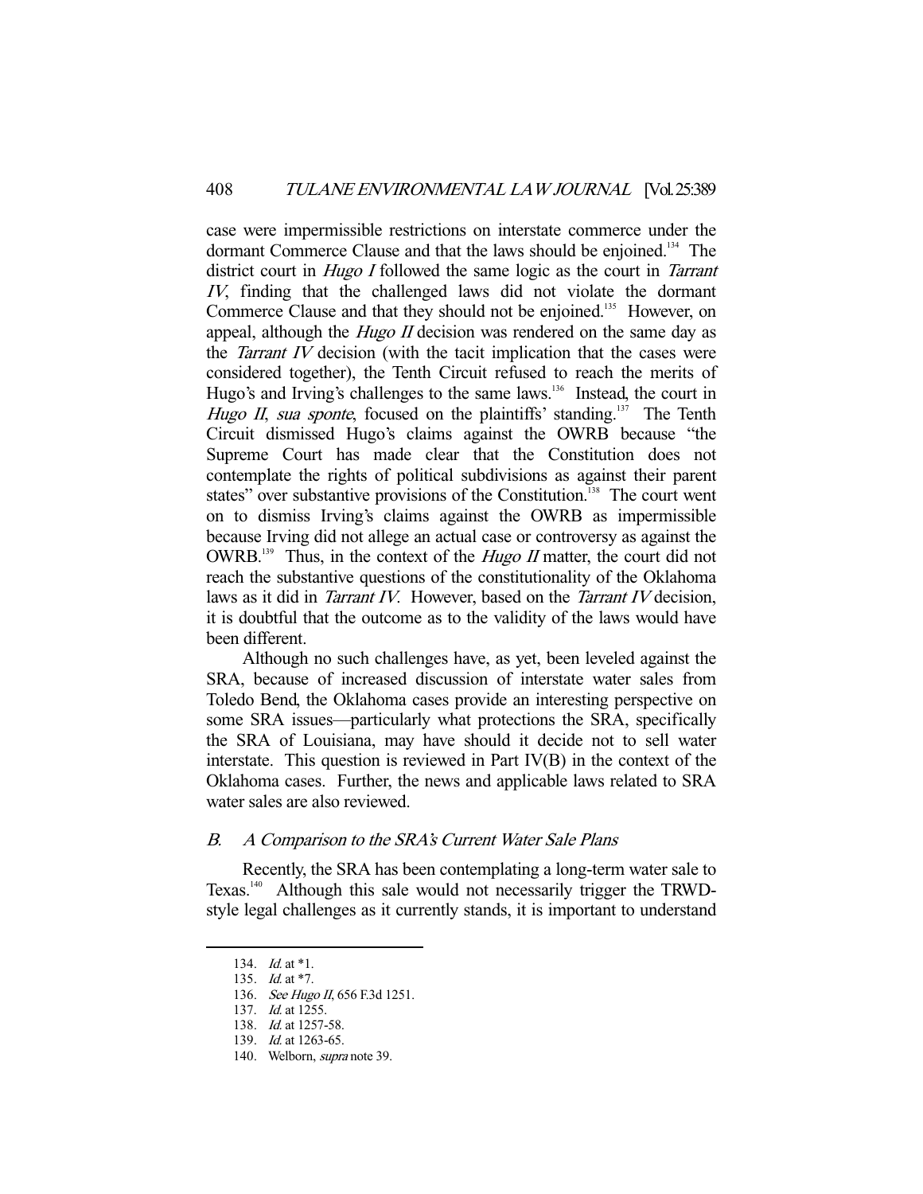case were impermissible restrictions on interstate commerce under the dormant Commerce Clause and that the laws should be enjoined.[134] The district court in *Hugo I* followed the same logic as the court in *Tarrant IV*, finding that the challenged laws did not violate the dormant Commerce Clause and that they should not be enjoined.[135] However, on appeal, although the *Hugo II* decision was rendered on the same day as the *Tarrant IV* decision (with the tacit implication that the cases were considered together), the Tenth Circuit refused to reach the merits of Hugo's and Irving's challenges to the same laws.[136] Instead, the court in *Hugo II*, *sua sponte*, focused on the plaintiffs' standing.[137] The Tenth Circuit dismissed Hugo's claims against the OWRB because "the Supreme Court has made clear that the Constitution does not contemplate the rights of political subdivisions as against their parent states" over substantive provisions of the Constitution.[138] The court went on to dismiss Irving's claims against the OWRB as impermissible because Irving did not allege an actual case or controversy as against the OWRB.[139] Thus, in the context of the *Hugo II* matter, the court did not reach the substantive questions of the constitutionality of the Oklahoma laws as it did in *Tarrant IV*. However, based on the *Tarrant IV* decision, it is doubtful that the outcome as to the validity of the laws would have been different.

Although no such challenges have, as yet, been leveled against the SRA, because of increased discussion of interstate water sales from Toledo Bend, the Oklahoma cases provide an interesting perspective on some SRA issues—particularly what protections the SRA, specifically the SRA of Louisiana, may have should it decide not to sell water interstate. This question is reviewed in Part IV(B) in the context of the Oklahoma cases. Further, the news and applicable laws related to SRA water sales are also reviewed.

### *B. A Comparison to the SRA's Current Water Sale Plans*

Recently, the SRA has been contemplating a long-term water sale to Texas.[140] Although this sale would not necessarily trigger the TRWD-style legal challenges as it currently stands, it is important to understand

---

134. *Id.* at *1.
135. *Id.* at *7.
136. *See Hugo II*, 656 F.3d 1251.
137. *Id.* at 1255.
138. *Id.* at 1257-58.
139. *Id.* at 1263-65.
140. Welborn, *supra* note 39.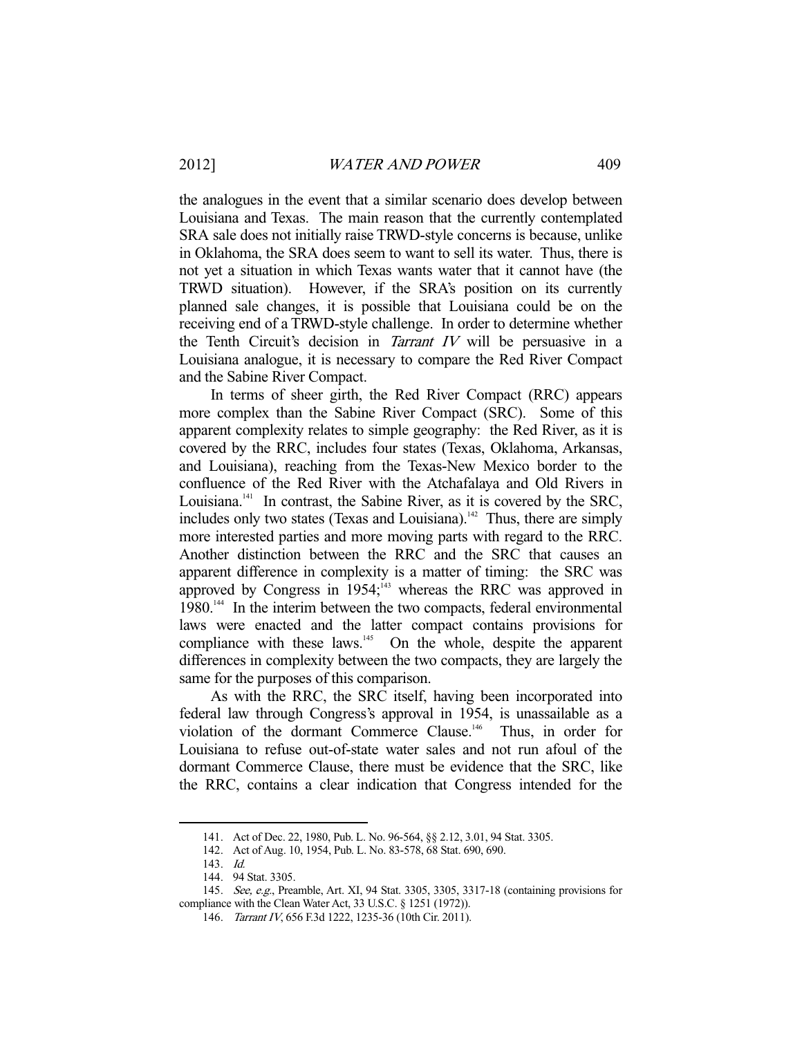the analogues in the event that a similar scenario does develop between Louisiana and Texas. The main reason that the currently contemplated SRA sale does not initially raise TRWD-style concerns is because, unlike in Oklahoma, the SRA does seem to want to sell its water. Thus, there is not yet a situation in which Texas wants water that it cannot have (the TRWD situation). However, if the SRA's position on its currently planned sale changes, it is possible that Louisiana could be on the receiving end of a TRWD-style challenge. In order to determine whether the Tenth Circuit's decision in *Tarrant IV* will be persuasive in a Louisiana analogue, it is necessary to compare the Red River Compact and the Sabine River Compact.

In terms of sheer girth, the Red River Compact (RRC) appears more complex than the Sabine River Compact (SRC). Some of this apparent complexity relates to simple geography: the Red River, as it is covered by the RRC, includes four states (Texas, Oklahoma, Arkansas, and Louisiana), reaching from the Texas-New Mexico border to the confluence of the Red River with the Atchafalaya and Old Rivers in Louisiana.[141] In contrast, the Sabine River, as it is covered by the SRC, includes only two states (Texas and Louisiana).[142] Thus, there are simply more interested parties and more moving parts with regard to the RRC. Another distinction between the RRC and the SRC that causes an apparent difference in complexity is a matter of timing: the SRC was approved by Congress in 1954;[143] whereas the RRC was approved in 1980.[144] In the interim between the two compacts, federal environmental laws were enacted and the latter compact contains provisions for compliance with these laws.[145] On the whole, despite the apparent differences in complexity between the two compacts, they are largely the same for the purposes of this comparison.

As with the RRC, the SRC itself, having been incorporated into federal law through Congress's approval in 1954, is unassailable as a violation of the dormant Commerce Clause.[146] Thus, in order for Louisiana to refuse out-of-state water sales and not run afoul of the dormant Commerce Clause, there must be evidence that the SRC, like the RRC, contains a clear indication that Congress intended for the

---

141. Act of Dec. 22, 1980, Pub. L. No. 96-564, §§ 2.12, 3.01, 94 Stat. 3305.

142. Act of Aug. 10, 1954, Pub. L. No. 83-578, 68 Stat. 690, 690.

143. *Id.*

144. 94 Stat. 3305.

145. *See, e.g.*, Preamble, Art. XI, 94 Stat. 3305, 3305, 3317-18 (containing provisions for compliance with the Clean Water Act, 33 U.S.C. § 1251 (1972)).

146. *Tarrant IV*, 656 F.3d 1222, 1235-36 (10th Cir. 2011).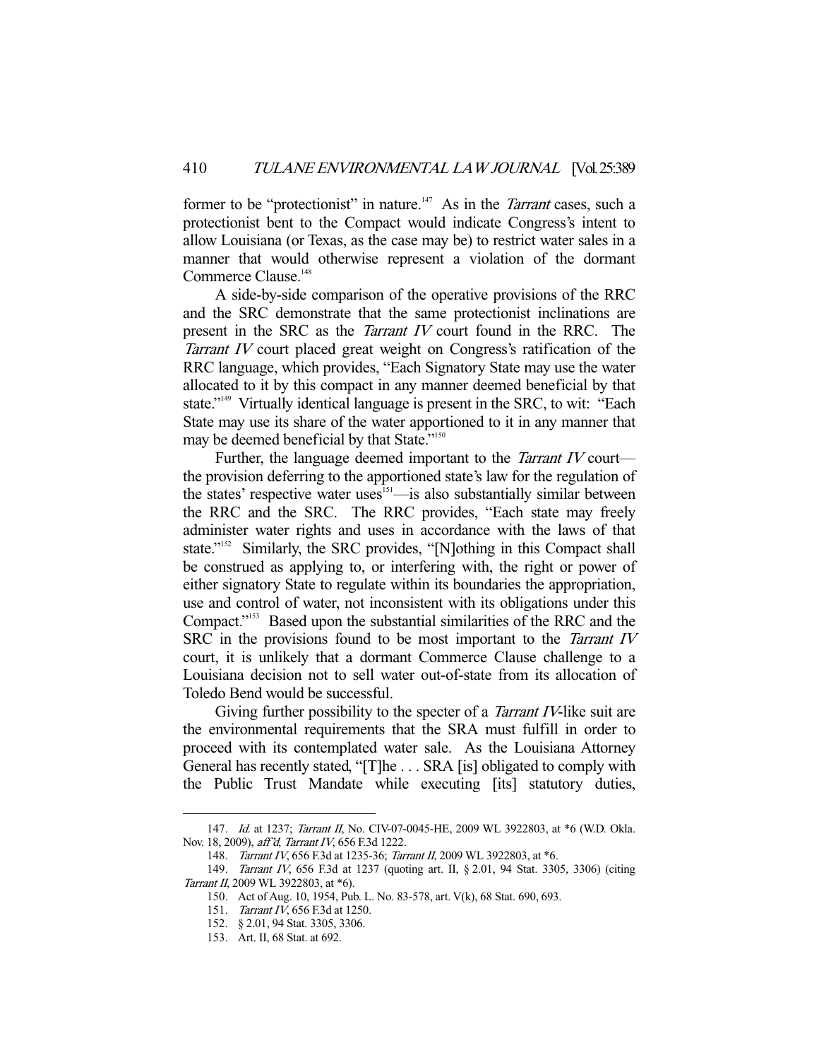former to be "protectionist" in nature.[147] As in the *Tarrant* cases, such a protectionist bent to the Compact would indicate Congress's intent to allow Louisiana (or Texas, as the case may be) to restrict water sales in a manner that would otherwise represent a violation of the dormant Commerce Clause.[148]

A side-by-side comparison of the operative provisions of the RRC and the SRC demonstrate that the same protectionist inclinations are present in the SRC as the *Tarrant IV* court found in the RRC. The *Tarrant IV* court placed great weight on Congress's ratification of the RRC language, which provides, "Each Signatory State may use the water allocated to it by this compact in any manner deemed beneficial by that state."[149] Virtually identical language is present in the SRC, to wit: "Each State may use its share of the water apportioned to it in any manner that may be deemed beneficial by that State."[150]

Further, the language deemed important to the *Tarrant IV* court—the provision deferring to the apportioned state's law for the regulation of the states' respective water uses[151]—is also substantially similar between the RRC and the SRC. The RRC provides, "Each state may freely administer water rights and uses in accordance with the laws of that state."[152] Similarly, the SRC provides, "[N]othing in this Compact shall be construed as applying to, or interfering with, the right or power of either signatory State to regulate within its boundaries the appropriation, use and control of water, not inconsistent with its obligations under this Compact."[153] Based upon the substantial similarities of the RRC and the SRC in the provisions found to be most important to the *Tarrant IV* court, it is unlikely that a dormant Commerce Clause challenge to a Louisiana decision not to sell water out-of-state from its allocation of Toledo Bend would be successful.

Giving further possibility to the specter of a *Tarrant IV*-like suit are the environmental requirements that the SRA must fulfill in order to proceed with its contemplated water sale. As the Louisiana Attorney General has recently stated, "[T]he . . . SRA [is] obligated to comply with the Public Trust Mandate while executing [its] statutory duties,

---

147. *Id.* at 1237; *Tarrant II*, No. CIV-07-0045-HE, 2009 WL 3922803, at *6 (W.D. Okla. Nov. 18, 2009), *aff'd*, *Tarrant IV*, 656 F.3d 1222.

148. *Tarrant IV*, 656 F.3d at 1235-36; *Tarrant II*, 2009 WL 3922803, at *6.

149. *Tarrant IV*, 656 F.3d at 1237 (quoting art. II, § 2.01, 94 Stat. 3305, 3306) (citing *Tarrant II*, 2009 WL 3922803, at *6).

150. Act of Aug. 10, 1954, Pub. L. No. 83-578, art. V(k), 68 Stat. 690, 693.

151. *Tarrant IV*, 656 F.3d at 1250.

152. § 2.01, 94 Stat. 3305, 3306.

153. Art. II, 68 Stat. at 692.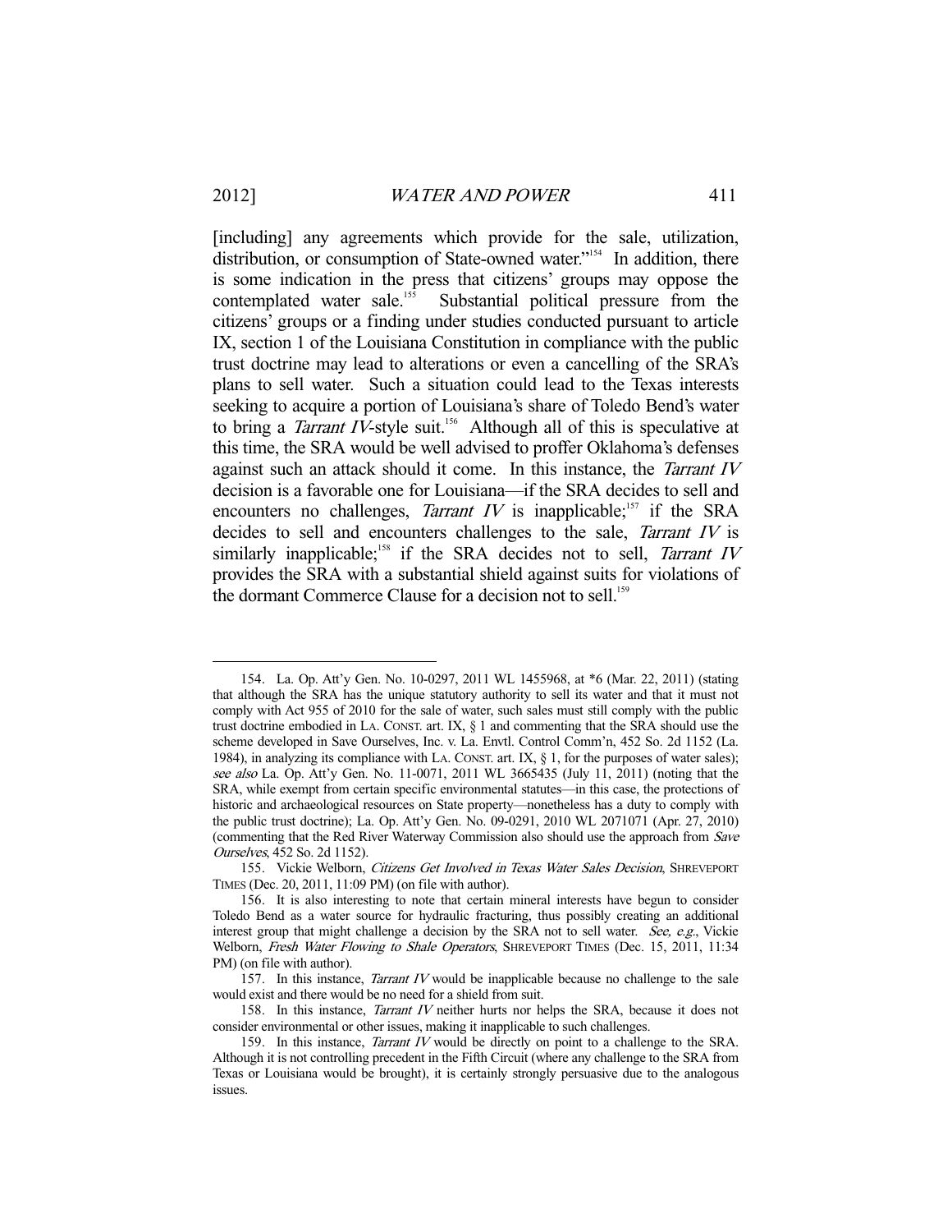[including] any agreements which provide for the sale, utilization, distribution, or consumption of State-owned water."[154] In addition, there is some indication in the press that citizens' groups may oppose the contemplated water sale.[155] Substantial political pressure from the citizens' groups or a finding under studies conducted pursuant to article IX, section 1 of the Louisiana Constitution in compliance with the public trust doctrine may lead to alterations or even a cancelling of the SRA's plans to sell water. Such a situation could lead to the Texas interests seeking to acquire a portion of Louisiana's share of Toledo Bend's water to bring a *Tarrant IV*-style suit.[156] Although all of this is speculative at this time, the SRA would be well advised to proffer Oklahoma's defenses against such an attack should it come. In this instance, the *Tarrant IV* decision is a favorable one for Louisiana—if the SRA decides to sell and encounters no challenges, *Tarrant IV* is inapplicable;[157] if the SRA decides to sell and encounters challenges to the sale, *Tarrant IV* is similarly inapplicable;[158] if the SRA decides not to sell, *Tarrant IV* provides the SRA with a substantial shield against suits for violations of the dormant Commerce Clause for a decision not to sell.[159]

---

154. La. Op. Att'y Gen. No. 10-0297, 2011 WL 1455968, at *6 (Mar. 22, 2011) (stating that although the SRA has the unique statutory authority to sell its water and that it must not comply with Act 955 of 2010 for the sale of water, such sales must still comply with the public trust doctrine embodied in LA. CONST. art. IX, § 1 and commenting that the SRA should use the scheme developed in Save Ourselves, Inc. v. La. Envtl. Control Comm'n, 452 So. 2d 1152 (La. 1984), in analyzing its compliance with LA. CONST. art. IX, § 1, for the purposes of water sales); *see also* La. Op. Att'y Gen. No. 11-0071, 2011 WL 3665435 (July 11, 2011) (noting that the SRA, while exempt from certain specific environmental statutes—in this case, the protections of historic and archaeological resources on State property—nonetheless has a duty to comply with the public trust doctrine); La. Op. Att'y Gen. No. 09-0291, 2010 WL 2071071 (Apr. 27, 2010) (commenting that the Red River Waterway Commission also should use the approach from *Save Ourselves*, 452 So. 2d 1152).

155. Vickie Welborn, *Citizens Get Involved in Texas Water Sales Decision*, SHREVEPORT TIMES (Dec. 20, 2011, 11:09 PM) (on file with author).

156. It is also interesting to note that certain mineral interests have begun to consider Toledo Bend as a water source for hydraulic fracturing, thus possibly creating an additional interest group that might challenge a decision by the SRA not to sell water. *See, e.g.*, Vickie Welborn, *Fresh Water Flowing to Shale Operators*, SHREVEPORT TIMES (Dec. 15, 2011, 11:34 PM) (on file with author).

157. In this instance, *Tarrant IV* would be inapplicable because no challenge to the sale would exist and there would be no need for a shield from suit.

158. In this instance, *Tarrant IV* neither hurts nor helps the SRA, because it does not consider environmental or other issues, making it inapplicable to such challenges.

159. In this instance, *Tarrant IV* would be directly on point to a challenge to the SRA. Although it is not controlling precedent in the Fifth Circuit (where any challenge to the SRA from Texas or Louisiana would be brought), it is certainly strongly persuasive due to the analogous issues.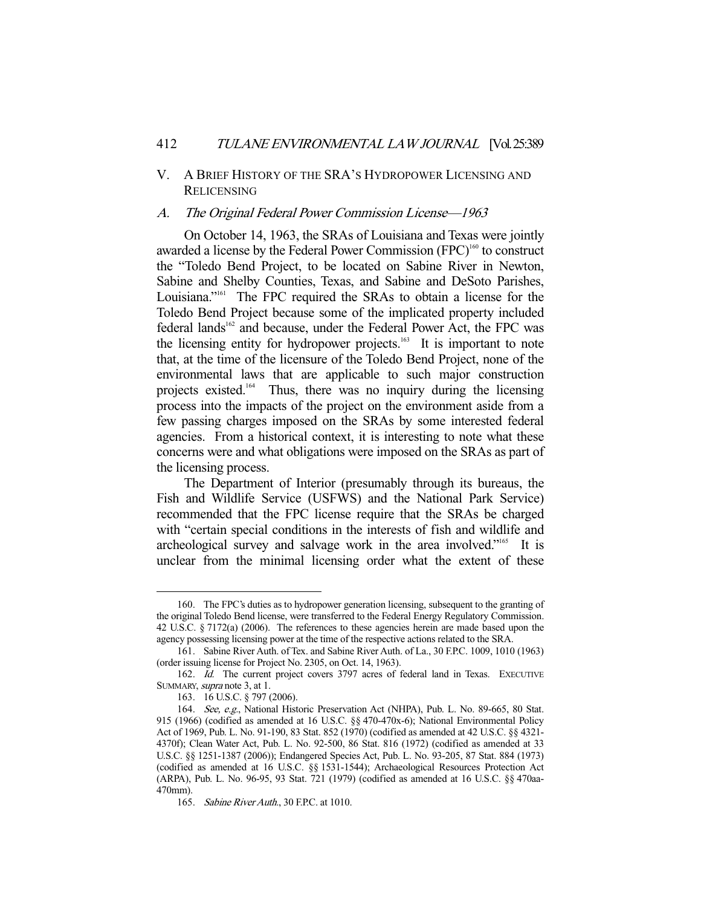## V. A Brief History of the SRA's Hydropower Licensing and Relicensing

### A. *The Original Federal Power Commission License—1963*

On October 14, 1963, the SRAs of Louisiana and Texas were jointly awarded a license by the Federal Power Commission (FPC)[160] to construct the "Toledo Bend Project, to be located on Sabine River in Newton, Sabine and Shelby Counties, Texas, and Sabine and DeSoto Parishes, Louisiana."[161] The FPC required the SRAs to obtain a license for the Toledo Bend Project because some of the implicated property included federal lands[162] and because, under the Federal Power Act, the FPC was the licensing entity for hydropower projects.[163] It is important to note that, at the time of the licensure of the Toledo Bend Project, none of the environmental laws that are applicable to such major construction projects existed.[164] Thus, there was no inquiry during the licensing process into the impacts of the project on the environment aside from a few passing charges imposed on the SRAs by some interested federal agencies. From a historical context, it is interesting to note what these concerns were and what obligations were imposed on the SRAs as part of the licensing process.

The Department of Interior (presumably through its bureaus, the Fish and Wildlife Service (USFWS) and the National Park Service) recommended that the FPC license require that the SRAs be charged with "certain special conditions in the interests of fish and wildlife and archeological survey and salvage work in the area involved."[165] It is unclear from the minimal licensing order what the extent of these

---

160. The FPC's duties as to hydropower generation licensing, subsequent to the granting of the original Toledo Bend license, were transferred to the Federal Energy Regulatory Commission. 42 U.S.C. § 7172(a) (2006). The references to these agencies herein are made based upon the agency possessing licensing power at the time of the respective actions related to the SRA.

161. Sabine River Auth. of Tex. and Sabine River Auth. of La., 30 F.P.C. 1009, 1010 (1963) (order issuing license for Project No. 2305, on Oct. 14, 1963).

162. *Id.* The current project covers 3797 acres of federal land in Texas. Executive Summary, *supra* note 3, at 1.

163. 16 U.S.C. § 797 (2006).

164. *See, e.g.*, National Historic Preservation Act (NHPA), Pub. L. No. 89-665, 80 Stat. 915 (1966) (codified as amended at 16 U.S.C. §§ 470-470x-6); National Environmental Policy Act of 1969, Pub. L. No. 91-190, 83 Stat. 852 (1970) (codified as amended at 42 U.S.C. §§ 4321-4370f); Clean Water Act, Pub. L. No. 92-500, 86 Stat. 816 (1972) (codified as amended at 33 U.S.C. §§ 1251-1387 (2006)); Endangered Species Act, Pub. L. No. 93-205, 87 Stat. 884 (1973) (codified as amended at 16 U.S.C. §§ 1531-1544); Archaeological Resources Protection Act (ARPA), Pub. L. No. 96-95, 93 Stat. 721 (1979) (codified as amended at 16 U.S.C. §§ 470aa-470mm).

165. *Sabine River Auth.*, 30 F.P.C. at 1010.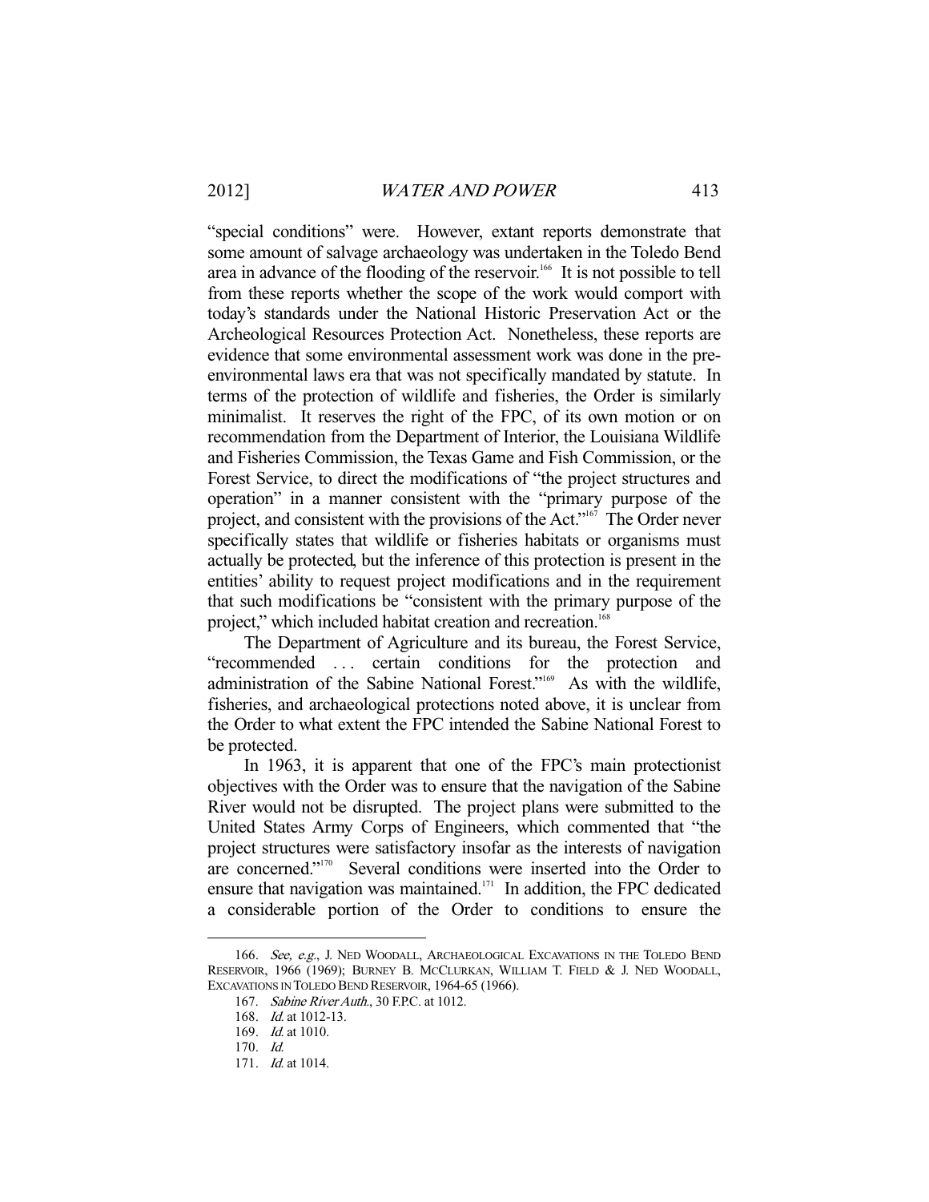"special conditions" were. However, extant reports demonstrate that some amount of salvage archaeology was undertaken in the Toledo Bend area in advance of the flooding of the reservoir.[166] It is not possible to tell from these reports whether the scope of the work would comport with today's standards under the National Historic Preservation Act or the Archeological Resources Protection Act. Nonetheless, these reports are evidence that some environmental assessment work was done in the pre-environmental laws era that was not specifically mandated by statute. In terms of the protection of wildlife and fisheries, the Order is similarly minimalist. It reserves the right of the FPC, of its own motion or on recommendation from the Department of Interior, the Louisiana Wildlife and Fisheries Commission, the Texas Game and Fish Commission, or the Forest Service, to direct the modifications of "the project structures and operation" in a manner consistent with the "primary purpose of the project, and consistent with the provisions of the Act."[167] The Order never specifically states that wildlife or fisheries habitats or organisms must actually be protected, but the inference of this protection is present in the entities' ability to request project modifications and in the requirement that such modifications be "consistent with the primary purpose of the project," which included habitat creation and recreation.[168]

The Department of Agriculture and its bureau, the Forest Service, "recommended . . . certain conditions for the protection and administration of the Sabine National Forest."[169] As with the wildlife, fisheries, and archaeological protections noted above, it is unclear from the Order to what extent the FPC intended the Sabine National Forest to be protected.

In 1963, it is apparent that one of the FPC's main protectionist objectives with the Order was to ensure that the navigation of the Sabine River would not be disrupted. The project plans were submitted to the United States Army Corps of Engineers, which commented that "the project structures were satisfactory insofar as the interests of navigation are concerned."[170] Several conditions were inserted into the Order to ensure that navigation was maintained.[171] In addition, the FPC dedicated a considerable portion of the Order to conditions to ensure the

---

166. *See, e.g.*, J. NED WOODALL, ARCHAEOLOGICAL EXCAVATIONS IN THE TOLEDO BEND RESERVOIR, 1966 (1969); BURNEY B. MCCLURKAN, WILLIAM T. FIELD & J. NED WOODALL, EXCAVATIONS IN TOLEDO BEND RESERVOIR, 1964-65 (1966).

167. *Sabine River Auth.*, 30 F.P.C. at 1012.

168. *Id.* at 1012-13.

169. *Id.* at 1010.

170. *Id.*

171. *Id.* at 1014.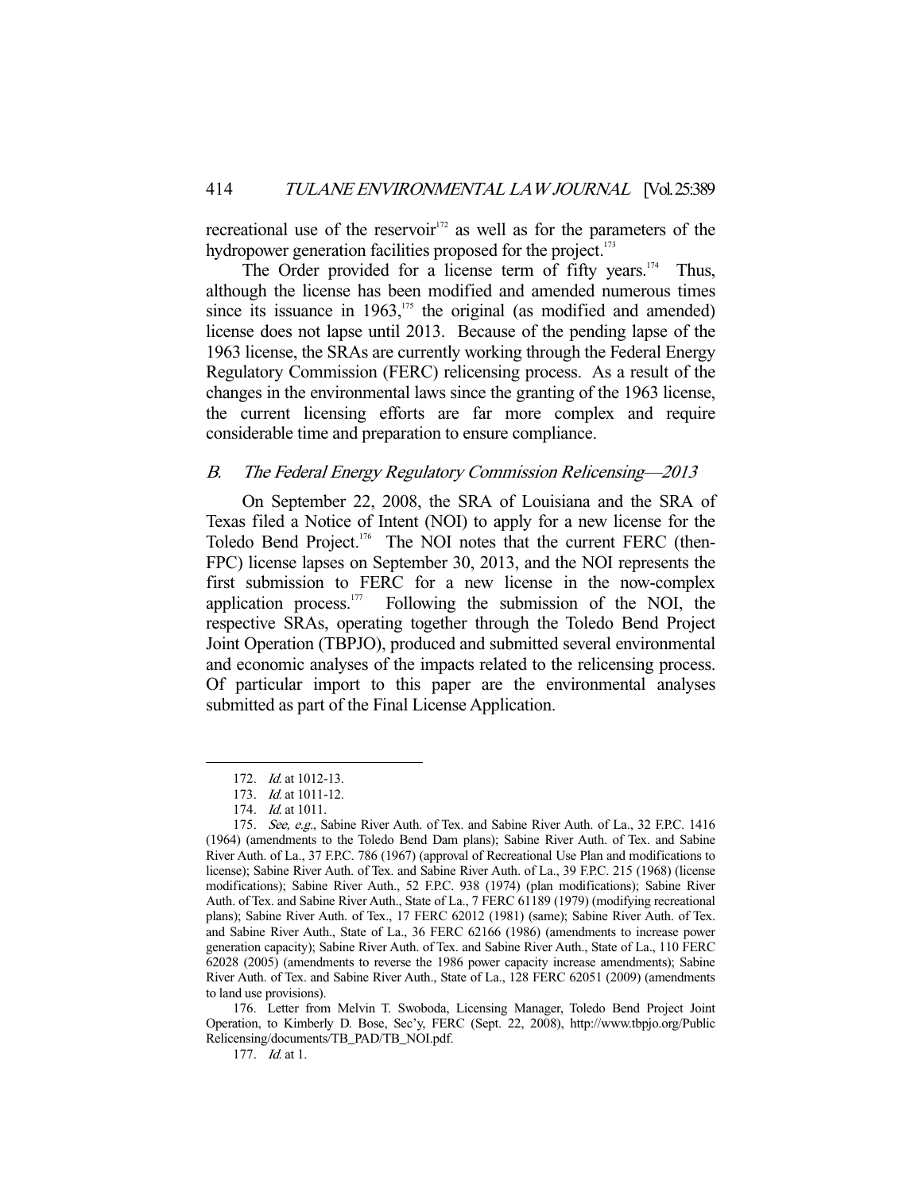recreational use of the reservoir[172] as well as for the parameters of the hydropower generation facilities proposed for the project.[173]

The Order provided for a license term of fifty years.[174] Thus, although the license has been modified and amended numerous times since its issuance in 1963,[175] the original (as modified and amended) license does not lapse until 2013. Because of the pending lapse of the 1963 license, the SRAs are currently working through the Federal Energy Regulatory Commission (FERC) relicensing process. As a result of the changes in the environmental laws since the granting of the 1963 license, the current licensing efforts are far more complex and require considerable time and preparation to ensure compliance.

### B. *The Federal Energy Regulatory Commission Relicensing—2013*

On September 22, 2008, the SRA of Louisiana and the SRA of Texas filed a Notice of Intent (NOI) to apply for a new license for the Toledo Bend Project.[176] The NOI notes that the current FERC (then-FPC) license lapses on September 30, 2013, and the NOI represents the first submission to FERC for a new license in the now-complex application process.[177] Following the submission of the NOI, the respective SRAs, operating together through the Toledo Bend Project Joint Operation (TBPJO), produced and submitted several environmental and economic analyses of the impacts related to the relicensing process. Of particular import to this paper are the environmental analyses submitted as part of the Final License Application.

---

172. *Id.* at 1012-13.

173. *Id.* at 1011-12.

174. *Id.* at 1011.

175. *See, e.g.*, Sabine River Auth. of Tex. and Sabine River Auth. of La., 32 F.P.C. 1416 (1964) (amendments to the Toledo Bend Dam plans); Sabine River Auth. of Tex. and Sabine River Auth. of La., 37 F.P.C. 786 (1967) (approval of Recreational Use Plan and modifications to license); Sabine River Auth. of Tex. and Sabine River Auth. of La., 39 F.P.C. 215 (1968) (license modifications); Sabine River Auth., 52 F.P.C. 938 (1974) (plan modifications); Sabine River Auth. of Tex. and Sabine River Auth., State of La., 7 FERC 61189 (1979) (modifying recreational plans); Sabine River Auth. of Tex., 17 FERC 62012 (1981) (same); Sabine River Auth. of Tex. and Sabine River Auth., State of La., 36 FERC 62166 (1986) (amendments to increase power generation capacity); Sabine River Auth. of Tex. and Sabine River Auth., State of La., 110 FERC 62028 (2005) (amendments to reverse the 1986 power capacity increase amendments); Sabine River Auth. of Tex. and Sabine River Auth., State of La., 128 FERC 62051 (2009) (amendments to land use provisions).

176. Letter from Melvin T. Swoboda, Licensing Manager, Toledo Bend Project Joint Operation, to Kimberly D. Bose, Sec'y, FERC (Sept. 22, 2008), http://www.tbpjo.org/PublicRelicensing/documents/TB_PAD/TB_NOI.pdf.

177. *Id.* at 1.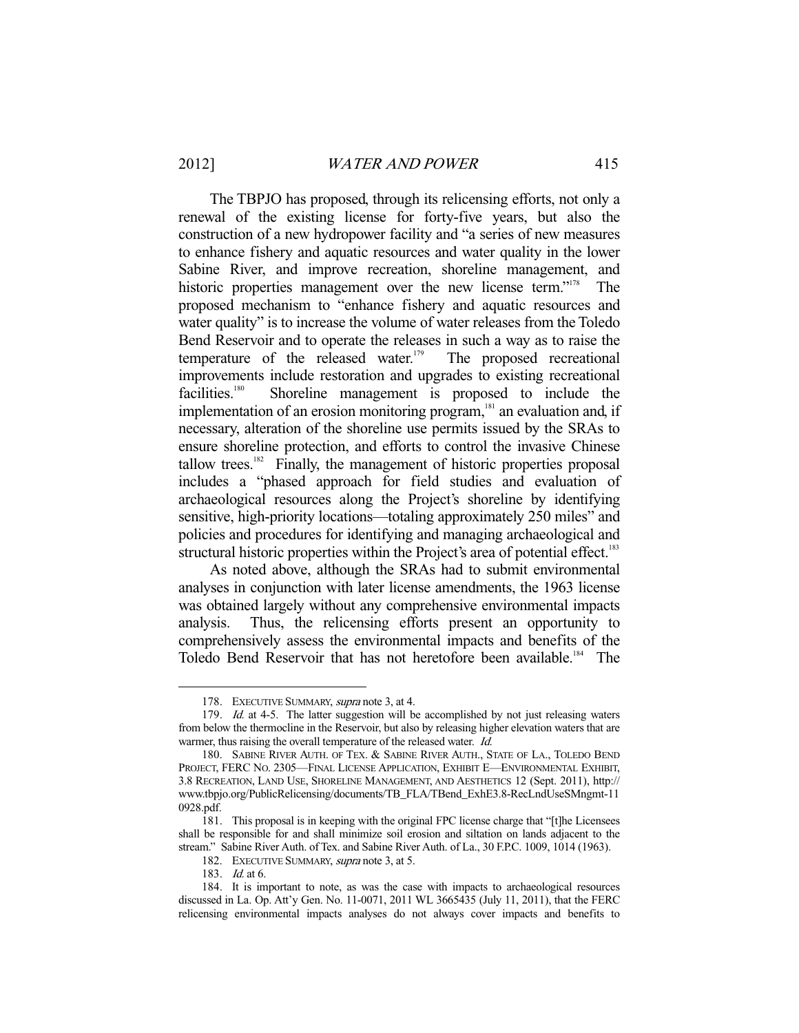The TBPJO has proposed, through its relicensing efforts, not only a renewal of the existing license for forty-five years, but also the construction of a new hydropower facility and "a series of new measures to enhance fishery and aquatic resources and water quality in the lower Sabine River, and improve recreation, shoreline management, and historic properties management over the new license term."[178] The proposed mechanism to "enhance fishery and aquatic resources and water quality" is to increase the volume of water releases from the Toledo Bend Reservoir and to operate the releases in such a way as to raise the temperature of the released water.[179] The proposed recreational improvements include restoration and upgrades to existing recreational facilities.[180] Shoreline management is proposed to include the implementation of an erosion monitoring program,[181] an evaluation and, if necessary, alteration of the shoreline use permits issued by the SRAs to ensure shoreline protection, and efforts to control the invasive Chinese tallow trees.[182] Finally, the management of historic properties proposal includes a "phased approach for field studies and evaluation of archaeological resources along the Project's shoreline by identifying sensitive, high-priority locations—totaling approximately 250 miles" and policies and procedures for identifying and managing archaeological and structural historic properties within the Project's area of potential effect.[183]

As noted above, although the SRAs had to submit environmental analyses in conjunction with later license amendments, the 1963 license was obtained largely without any comprehensive environmental impacts analysis. Thus, the relicensing efforts present an opportunity to comprehensively assess the environmental impacts and benefits of the Toledo Bend Reservoir that has not heretofore been available.[184] The

---

178. EXECUTIVE SUMMARY, *supra* note 3, at 4.

179. *Id.* at 4-5. The latter suggestion will be accomplished by not just releasing waters from below the thermocline in the Reservoir, but also by releasing higher elevation waters that are warmer, thus raising the overall temperature of the released water. *Id.*

180. SABINE RIVER AUTH. OF TEX. & SABINE RIVER AUTH., STATE OF LA., TOLEDO BEND PROJECT, FERC NO. 2305—FINAL LICENSE APPLICATION, EXHIBIT E—ENVIRONMENTAL EXHIBIT, 3.8 RECREATION, LAND USE, SHORELINE MANAGEMENT, AND AESTHETICS 12 (Sept. 2011), http://www.tbpjo.org/PublicRelicensing/documents/TB_FLA/TBend_ExhE3.8-RecLndUseSMngmt-110928.pdf.

181. This proposal is in keeping with the original FPC license charge that "[t]he Licensees shall be responsible for and shall minimize soil erosion and siltation on lands adjacent to the stream." Sabine River Auth. of Tex. and Sabine River Auth. of La., 30 F.P.C. 1009, 1014 (1963).

182. EXECUTIVE SUMMARY, *supra* note 3, at 5.

183. *Id.* at 6.

184. It is important to note, as was the case with impacts to archaeological resources discussed in La. Op. Att'y Gen. No. 11-0071, 2011 WL 3665435 (July 11, 2011), that the FERC relicensing environmental impacts analyses do not always cover impacts and benefits to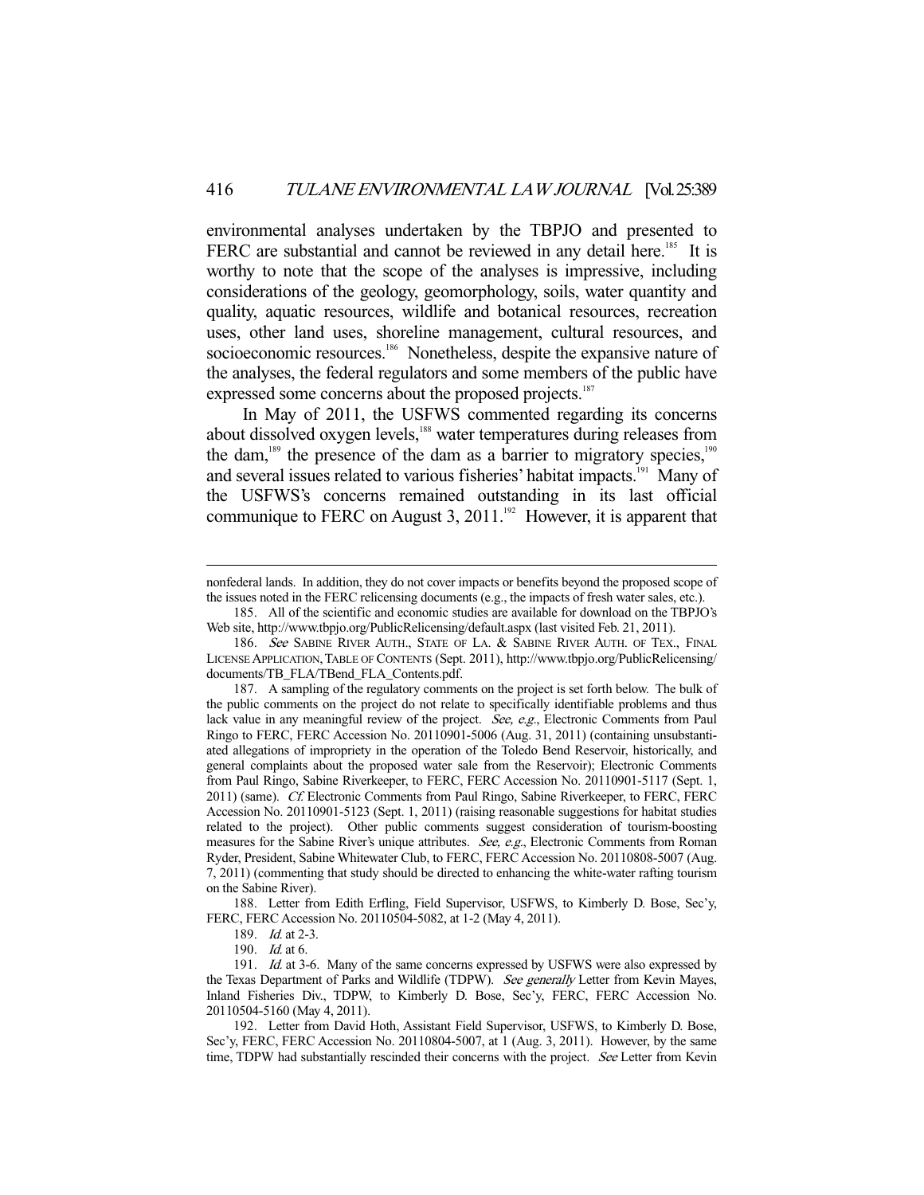environmental analyses undertaken by the TBPJO and presented to FERC are substantial and cannot be reviewed in any detail here.[185] It is worthy to note that the scope of the analyses is impressive, including considerations of the geology, geomorphology, soils, water quantity and quality, aquatic resources, wildlife and botanical resources, recreation uses, other land uses, shoreline management, cultural resources, and socioeconomic resources.[186] Nonetheless, despite the expansive nature of the analyses, the federal regulators and some members of the public have expressed some concerns about the proposed projects.[187]

In May of 2011, the USFWS commented regarding its concerns about dissolved oxygen levels,[188] water temperatures during releases from the dam,[189] the presence of the dam as a barrier to migratory species,[190] and several issues related to various fisheries' habitat impacts.[191] Many of the USFWS's concerns remained outstanding in its last official communique to FERC on August 3, 2011.[192] However, it is apparent that

---

nonfederal lands. In addition, they do not cover impacts or benefits beyond the proposed scope of the issues noted in the FERC relicensing documents (e.g., the impacts of fresh water sales, etc.).

185. All of the scientific and economic studies are available for download on the TBPJO's Web site, http://www.tbpjo.org/PublicRelicensing/default.aspx (last visited Feb. 21, 2011).

186. *See* SABINE RIVER AUTH., STATE OF LA. & SABINE RIVER AUTH. OF TEX., FINAL LICENSE APPLICATION, TABLE OF CONTENTS (Sept. 2011), http://www.tbpjo.org/PublicRelicensing/documents/TB_FLA/TBend_FLA_Contents.pdf.

187. A sampling of the regulatory comments on the project is set forth below. The bulk of the public comments on the project do not relate to specifically identifiable problems and thus lack value in any meaningful review of the project. *See, e.g.*, Electronic Comments from Paul Ringo to FERC, FERC Accession No. 20110901-5006 (Aug. 31, 2011) (containing unsubstantiated allegations of impropriety in the operation of the Toledo Bend Reservoir, historically, and general complaints about the proposed water sale from the Reservoir); Electronic Comments from Paul Ringo, Sabine Riverkeeper, to FERC, FERC Accession No. 20110901-5117 (Sept. 1, 2011) (same). *Cf.* Electronic Comments from Paul Ringo, Sabine Riverkeeper, to FERC, FERC Accession No. 20110901-5123 (Sept. 1, 2011) (raising reasonable suggestions for habitat studies related to the project). Other public comments suggest consideration of tourism-boosting measures for the Sabine River's unique attributes. *See, e.g.*, Electronic Comments from Roman Ryder, President, Sabine Whitewater Club, to FERC, FERC Accession No. 20110808-5007 (Aug. 7, 2011) (commenting that study should be directed to enhancing the white-water rafting tourism on the Sabine River).

188. Letter from Edith Erfling, Field Supervisor, USFWS, to Kimberly D. Bose, Sec'y, FERC, FERC Accession No. 20110504-5082, at 1-2 (May 4, 2011).

189. *Id.* at 2-3.

190. *Id.* at 6.

191. *Id.* at 3-6. Many of the same concerns expressed by USFWS were also expressed by the Texas Department of Parks and Wildlife (TDPW). *See generally* Letter from Kevin Mayes, Inland Fisheries Div., TDPW, to Kimberly D. Bose, Sec'y, FERC, FERC Accession No. 20110504-5160 (May 4, 2011).

192. Letter from David Hoth, Assistant Field Supervisor, USFWS, to Kimberly D. Bose, Sec'y, FERC, FERC Accession No. 20110804-5007, at 1 (Aug. 3, 2011). However, by the same time, TDPW had substantially rescinded their concerns with the project. *See* Letter from Kevin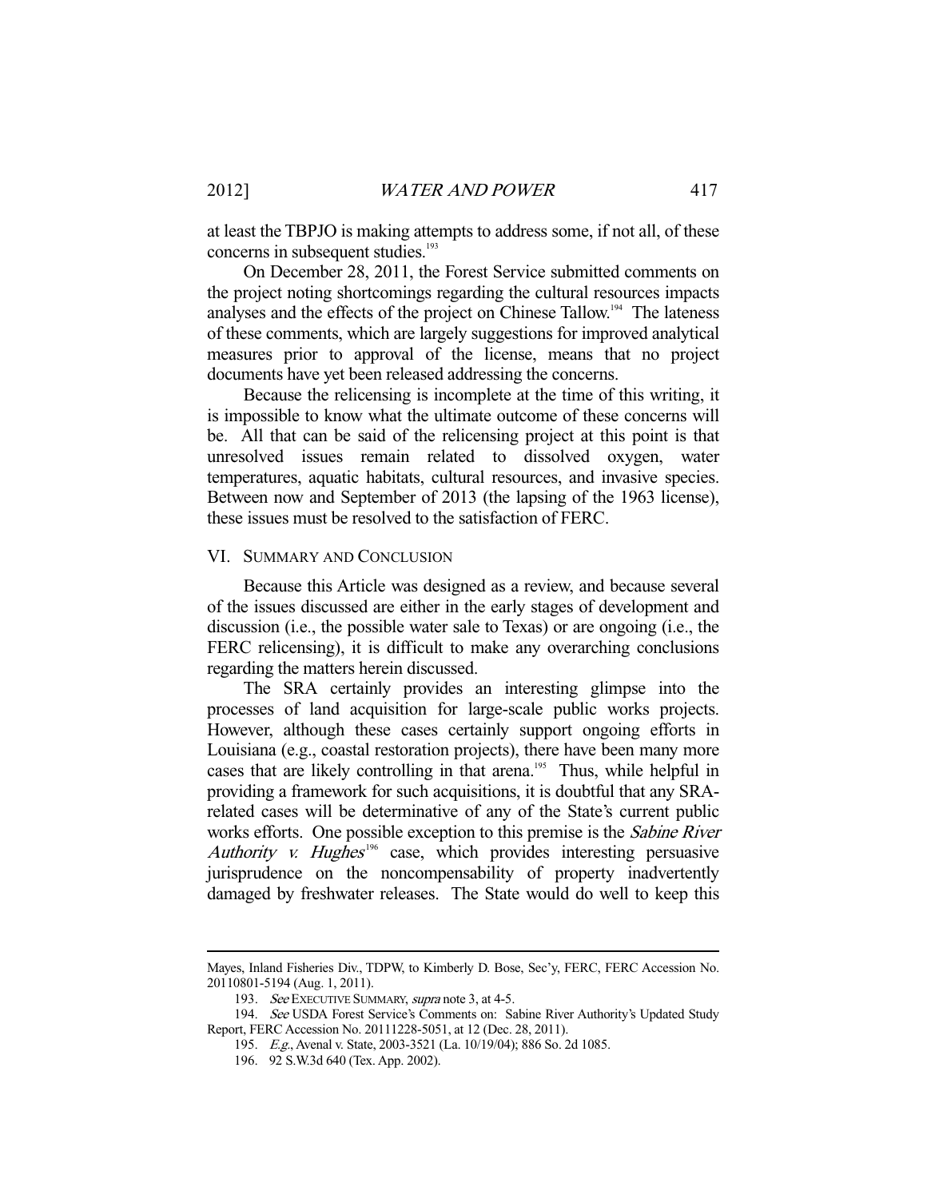at least the TBPJO is making attempts to address some, if not all, of these concerns in subsequent studies.[193]

On December 28, 2011, the Forest Service submitted comments on the project noting shortcomings regarding the cultural resources impacts analyses and the effects of the project on Chinese Tallow.[194] The lateness of these comments, which are largely suggestions for improved analytical measures prior to approval of the license, means that no project documents have yet been released addressing the concerns.

Because the relicensing is incomplete at the time of this writing, it is impossible to know what the ultimate outcome of these concerns will be. All that can be said of the relicensing project at this point is that unresolved issues remain related to dissolved oxygen, water temperatures, aquatic habitats, cultural resources, and invasive species. Between now and September of 2013 (the lapsing of the 1963 license), these issues must be resolved to the satisfaction of FERC.

## VI. Summary and Conclusion

Because this Article was designed as a review, and because several of the issues discussed are either in the early stages of development and discussion (i.e., the possible water sale to Texas) or are ongoing (i.e., the FERC relicensing), it is difficult to make any overarching conclusions regarding the matters herein discussed.

The SRA certainly provides an interesting glimpse into the processes of land acquisition for large-scale public works projects. However, although these cases certainly support ongoing efforts in Louisiana (e.g., coastal restoration projects), there have been many more cases that are likely controlling in that arena.[195] Thus, while helpful in providing a framework for such acquisitions, it is doubtful that any SRA-related cases will be determinative of any of the State's current public works efforts. One possible exception to this premise is the *Sabine River Authority v. Hughes*[196] case, which provides interesting persuasive jurisprudence on the noncompensability of property inadvertently damaged by freshwater releases. The State would do well to keep this

---

Mayes, Inland Fisheries Div., TDPW, to Kimberly D. Bose, Sec'y, FERC, FERC Accession No. 20110801-5194 (Aug. 1, 2011).

193. *See* Executive Summary, *supra* note 3, at 4-5.

194. *See* USDA Forest Service's Comments on: Sabine River Authority's Updated Study Report, FERC Accession No. 20111228-5051, at 12 (Dec. 28, 2011).

195. *E.g.*, Avenal v. State, 2003-3521 (La. 10/19/04); 886 So. 2d 1085.

196. 92 S.W.3d 640 (Tex. App. 2002).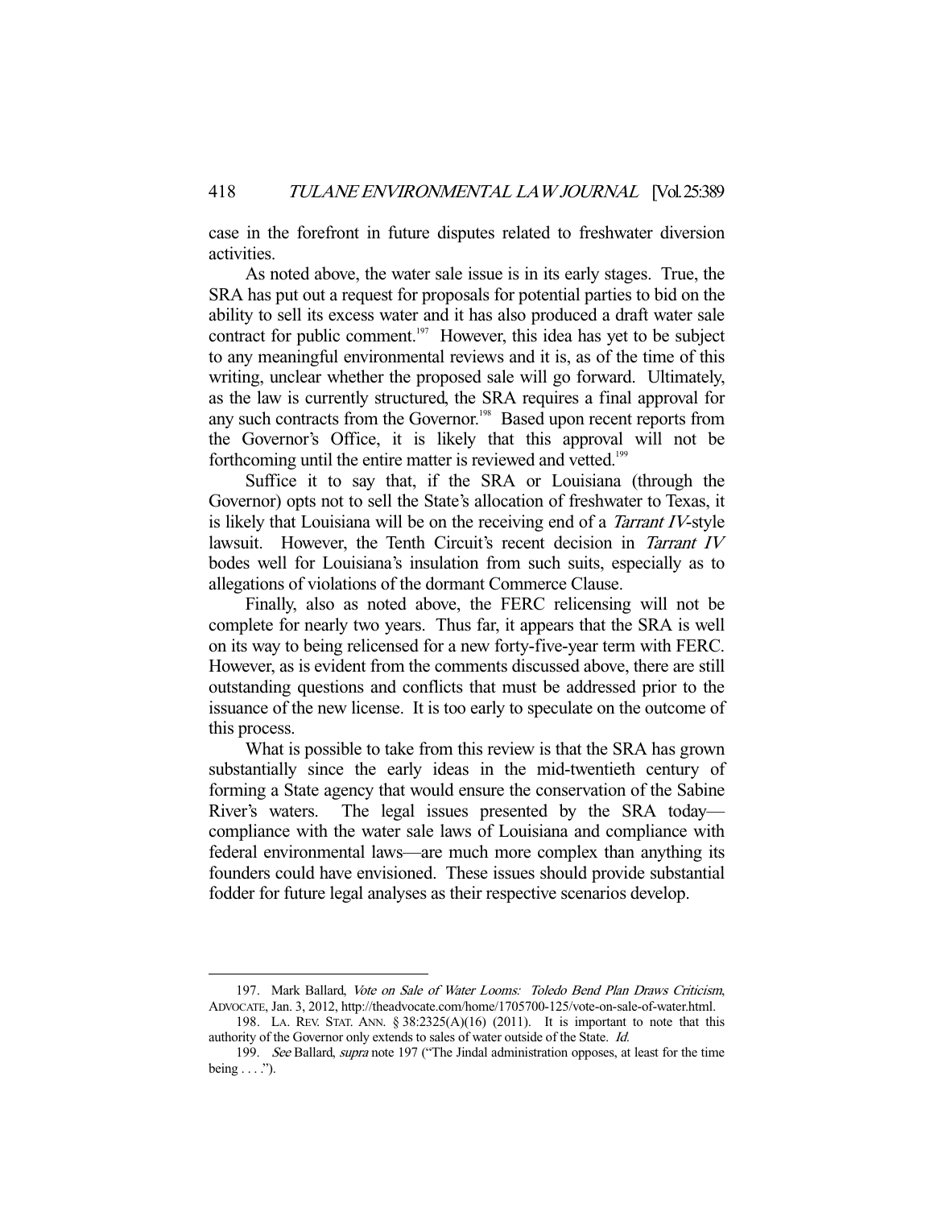case in the forefront in future disputes related to freshwater diversion activities.

As noted above, the water sale issue is in its early stages. True, the SRA has put out a request for proposals for potential parties to bid on the ability to sell its excess water and it has also produced a draft water sale contract for public comment.[197] However, this idea has yet to be subject to any meaningful environmental reviews and it is, as of the time of this writing, unclear whether the proposed sale will go forward. Ultimately, as the law is currently structured, the SRA requires a final approval for any such contracts from the Governor.[198] Based upon recent reports from the Governor's Office, it is likely that this approval will not be forthcoming until the entire matter is reviewed and vetted.[199]

Suffice it to say that, if the SRA or Louisiana (through the Governor) opts not to sell the State's allocation of freshwater to Texas, it is likely that Louisiana will be on the receiving end of a *Tarrant IV*-style lawsuit. However, the Tenth Circuit's recent decision in *Tarrant IV* bodes well for Louisiana's insulation from such suits, especially as to allegations of violations of the dormant Commerce Clause.

Finally, also as noted above, the FERC relicensing will not be complete for nearly two years. Thus far, it appears that the SRA is well on its way to being relicensed for a new forty-five-year term with FERC. However, as is evident from the comments discussed above, there are still outstanding questions and conflicts that must be addressed prior to the issuance of the new license. It is too early to speculate on the outcome of this process.

What is possible to take from this review is that the SRA has grown substantially since the early ideas in the mid-twentieth century of forming a State agency that would ensure the conservation of the Sabine River's waters. The legal issues presented by the SRA today—compliance with the water sale laws of Louisiana and compliance with federal environmental laws—are much more complex than anything its founders could have envisioned. These issues should provide substantial fodder for future legal analyses as their respective scenarios develop.

---

197. Mark Ballard, *Vote on Sale of Water Looms: Toledo Bend Plan Draws Criticism*, ADVOCATE, Jan. 3, 2012, http://theadvocate.com/home/1705700-125/vote-on-sale-of-water.html.

198. LA. REV. STAT. ANN. § 38:2325(A)(16) (2011). It is important to note that this authority of the Governor only extends to sales of water outside of the State. *Id.*

199. *See* Ballard, *supra* note 197 ("The Jindal administration opposes, at least for the time being . . . .").